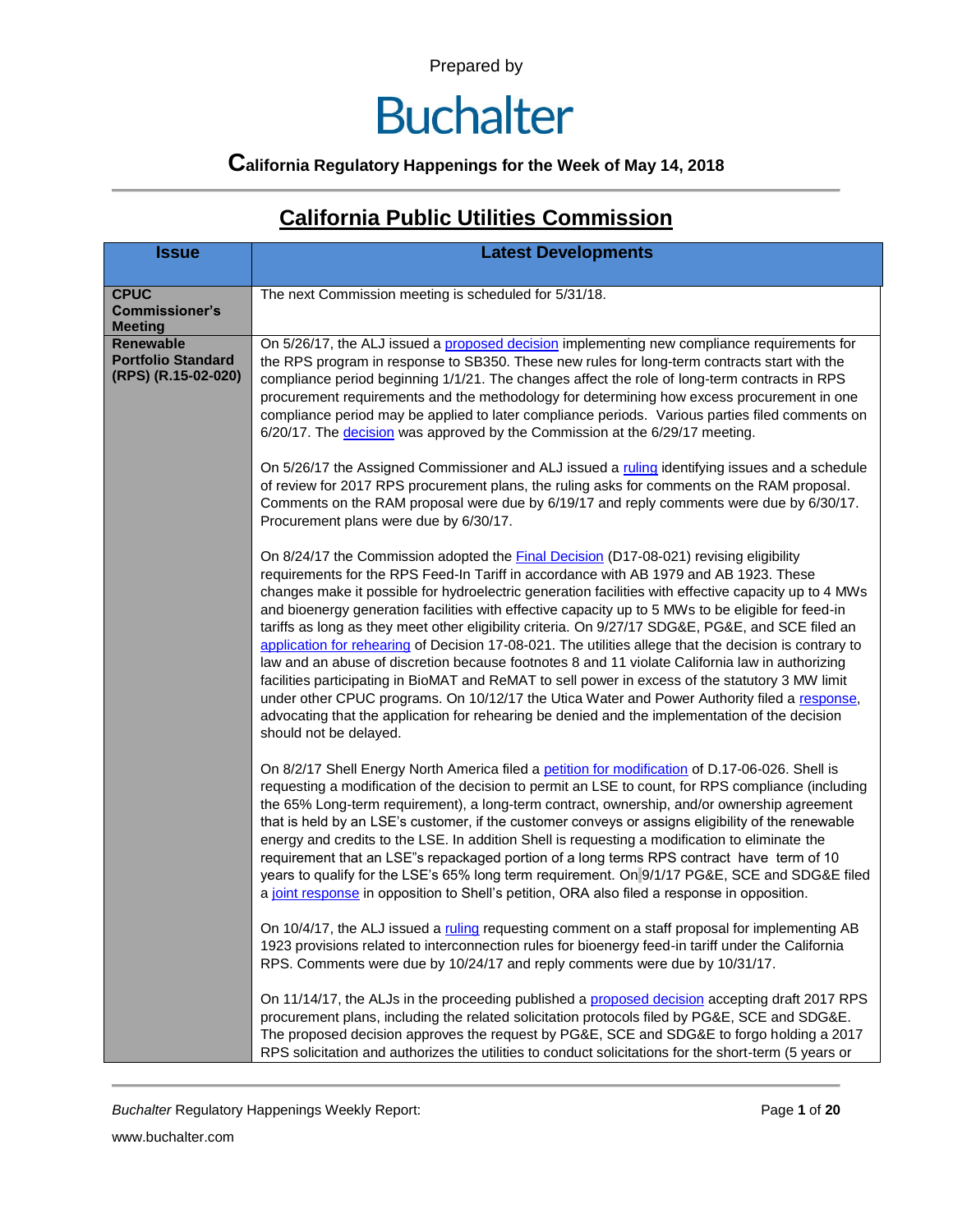Prepared by

# Buchalter

### California Regulatory Happenings for the Week of May 14, 2018

## California Public Utilities Commission

| Issue | Latest Developments |
|---|---|
| **CPUC Commissioner's Meeting** | The next Commission meeting is scheduled for 5/31/18. |
| **Renewable Portfolio Standard (RPS) (R.15-02-020)** | On 5/26/17, the ALJ issued a proposed decision implementing new compliance requirements for the RPS program in response to SB350. These new rules for long-term contracts start with the compliance period beginning 1/1/21. The changes affect the role of long-term contracts in RPS procurement requirements and the methodology for determining how excess procurement in one compliance period may be applied to later compliance periods. Various parties filed comments on 6/20/17. The decision was approved by the Commission at the 6/29/17 meeting.<br><br>On 5/26/17 the Assigned Commissioner and ALJ issued a ruling identifying issues and a schedule of review for 2017 RPS procurement plans, the ruling asks for comments on the RAM proposal. Comments on the RAM proposal were due by 6/19/17 and reply comments were due by 6/30/17. Procurement plans were due by 6/30/17.<br><br>On 8/24/17 the Commission adopted the Final Decision (D17-08-021) revising eligibility requirements for the RPS Feed-In Tariff in accordance with AB 1979 and AB 1923. These changes make it possible for hydroelectric generation facilities with effective capacity up to 4 MWs and bioenergy generation facilities with effective capacity up to 5 MWs to be eligible for feed-in tariffs as long as they meet other eligibility criteria. On 9/27/17 SDG&E, PG&E, and SCE filed an application for rehearing of Decision 17-08-021. The utilities allege that the decision is contrary to law and an abuse of discretion because footnotes 8 and 11 violate California law in authorizing facilities participating in BioMAT and ReMAT to sell power in excess of the statutory 3 MW limit under other CPUC programs. On 10/12/17 the Utica Water and Power Authority filed a response, advocating that the application for rehearing be denied and the implementation of the decision should not be delayed.<br><br>On 8/2/17 Shell Energy North America filed a petition for modification of D.17-06-026. Shell is requesting a modification of the decision to permit an LSE to count, for RPS compliance (including the 65% Long-term requirement), a long-term contract, ownership, and/or ownership agreement that is held by an LSE's customer, if the customer conveys or assigns eligibility of the renewable energy and credits to the LSE. In addition Shell is requesting a modification to eliminate the requirement that an LSE"s repackaged portion of a long terms RPS contract have term of 10 years to qualify for the LSE's 65% long term requirement. On 9/1/17 PG&E, SCE and SDG&E filed a joint response in opposition to Shell's petition, ORA also filed a response in opposition.<br><br>On 10/4/17, the ALJ issued a ruling requesting comment on a staff proposal for implementing AB 1923 provisions related to interconnection rules for bioenergy feed-in tariff under the California RPS. Comments were due by 10/24/17 and reply comments were due by 10/31/17.<br><br>On 11/14/17, the ALJs in the proceeding published a proposed decision accepting draft 2017 RPS procurement plans, including the related solicitation protocols filed by PG&E, SCE and SDG&E. The proposed decision approves the request by PG&E, SCE and SDG&E to forgo holding a 2017 RPS solicitation and authorizes the utilities to conduct solicitations for the short-term (5 years or |

*Buchalter* Regulatory Happenings Weekly Report:

www.buchalter.com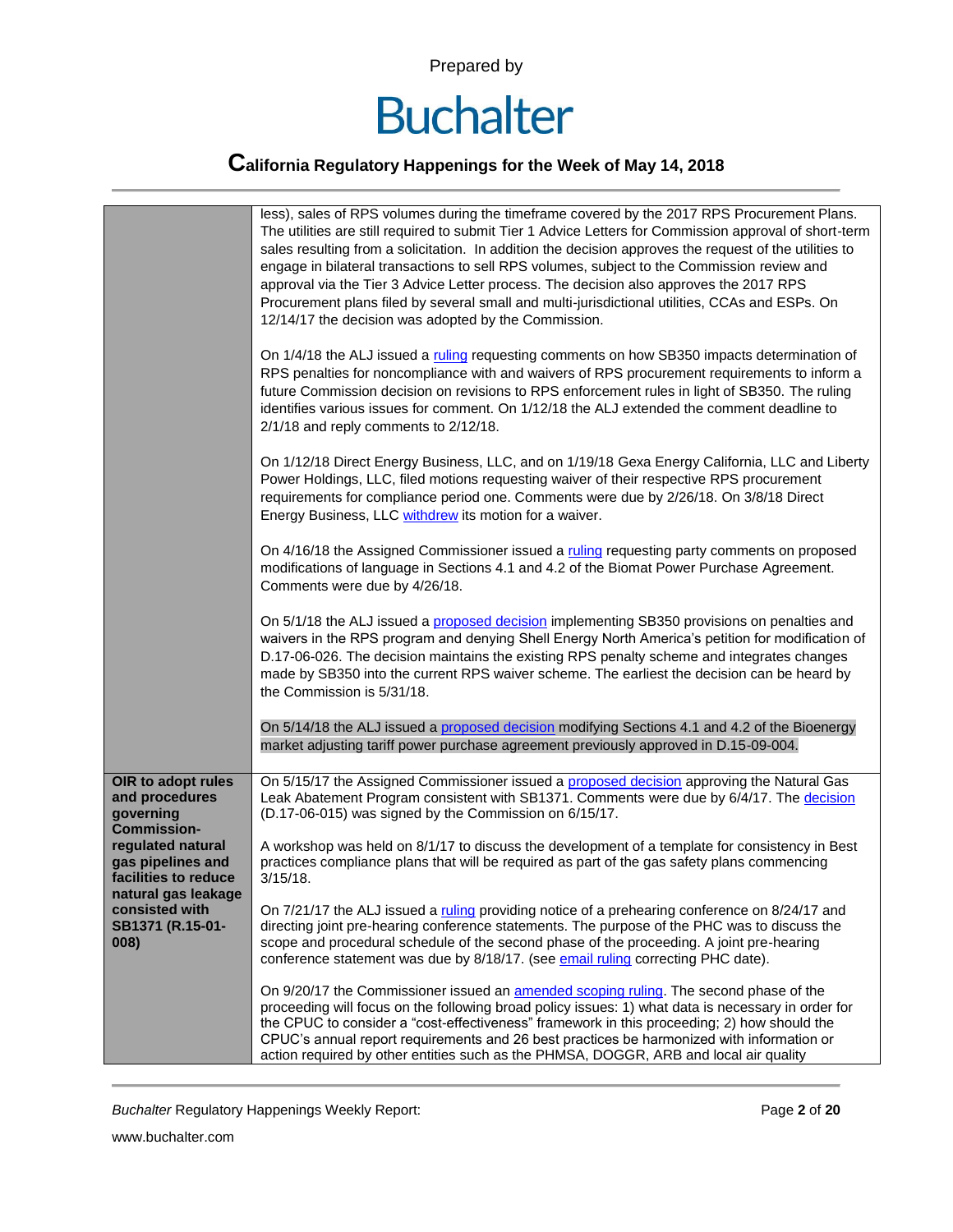| | |
|---|---|
| | less), sales of RPS volumes during the timeframe covered by the 2017 RPS Procurement Plans. The utilities are still required to submit Tier 1 Advice Letters for Commission approval of short-term sales resulting from a solicitation. In addition the decision approves the request of the utilities to engage in bilateral transactions to sell RPS volumes, subject to the Commission review and approval via the Tier 3 Advice Letter process. The decision also approves the 2017 RPS Procurement plans filed by several small and multi-jurisdictional utilities, CCAs and ESPs. On 12/14/17 the decision was adopted by the Commission.<br><br>On 1/4/18 the ALJ issued a ruling requesting comments on how SB350 impacts determination of RPS penalties for noncompliance with and waivers of RPS procurement requirements to inform a future Commission decision on revisions to RPS enforcement rules in light of SB350. The ruling identifies various issues for comment. On 1/12/18 the ALJ extended the comment deadline to 2/1/18 and reply comments to 2/12/18.<br><br>On 1/12/18 Direct Energy Business, LLC, and on 1/19/18 Gexa Energy California, LLC and Liberty Power Holdings, LLC, filed motions requesting waiver of their respective RPS procurement requirements for compliance period one. Comments were due by 2/26/18. On 3/8/18 Direct Energy Business, LLC withdrew its motion for a waiver.<br><br>On 4/16/18 the Assigned Commissioner issued a ruling requesting party comments on proposed modifications of language in Sections 4.1 and 4.2 of the Biomat Power Purchase Agreement. Comments were due by 4/26/18.<br><br>On 5/1/18 the ALJ issued a proposed decision implementing SB350 provisions on penalties and waivers in the RPS program and denying Shell Energy North America's petition for modification of D.17-06-026. The decision maintains the existing RPS penalty scheme and integrates changes made by SB350 into the current RPS waiver scheme. The earliest the decision can be heard by the Commission is 5/31/18.<br><br>On 5/14/18 the ALJ issued a proposed decision modifying Sections 4.1 and 4.2 of the Bioenergy market adjusting tariff power purchase agreement previously approved in D.15-09-004. |
| **OIR to adopt rules and procedures governing Commission-regulated natural gas pipelines and facilities to reduce natural gas leakage consisted with SB1371 (R.15-01-008)** | On 5/15/17 the Assigned Commissioner issued a proposed decision approving the Natural Gas Leak Abatement Program consistent with SB1371. Comments were due by 6/4/17. The decision (D.17-06-015) was signed by the Commission on 6/15/17.<br><br>A workshop was held on 8/1/17 to discuss the development of a template for consistency in Best practices compliance plans that will be required as part of the gas safety plans commencing 3/15/18.<br><br>On 7/21/17 the ALJ issued a ruling providing notice of a prehearing conference on 8/24/17 and directing joint pre-hearing conference statements. The purpose of the PHC was to discuss the scope and procedural schedule of the second phase of the proceeding. A joint pre-hearing conference statement was due by 8/18/17. (see email ruling correcting PHC date).<br><br>On 9/20/17 the Commissioner issued an amended scoping ruling. The second phase of the proceeding will focus on the following broad policy issues: 1) what data is necessary in order for the CPUC to consider a "cost-effectiveness" framework in this proceeding; 2) how should the CPUC's annual report requirements and 26 best practices be harmonized with information or action required by other entities such as the PHMSA, DOGGR, ARB and local air quality |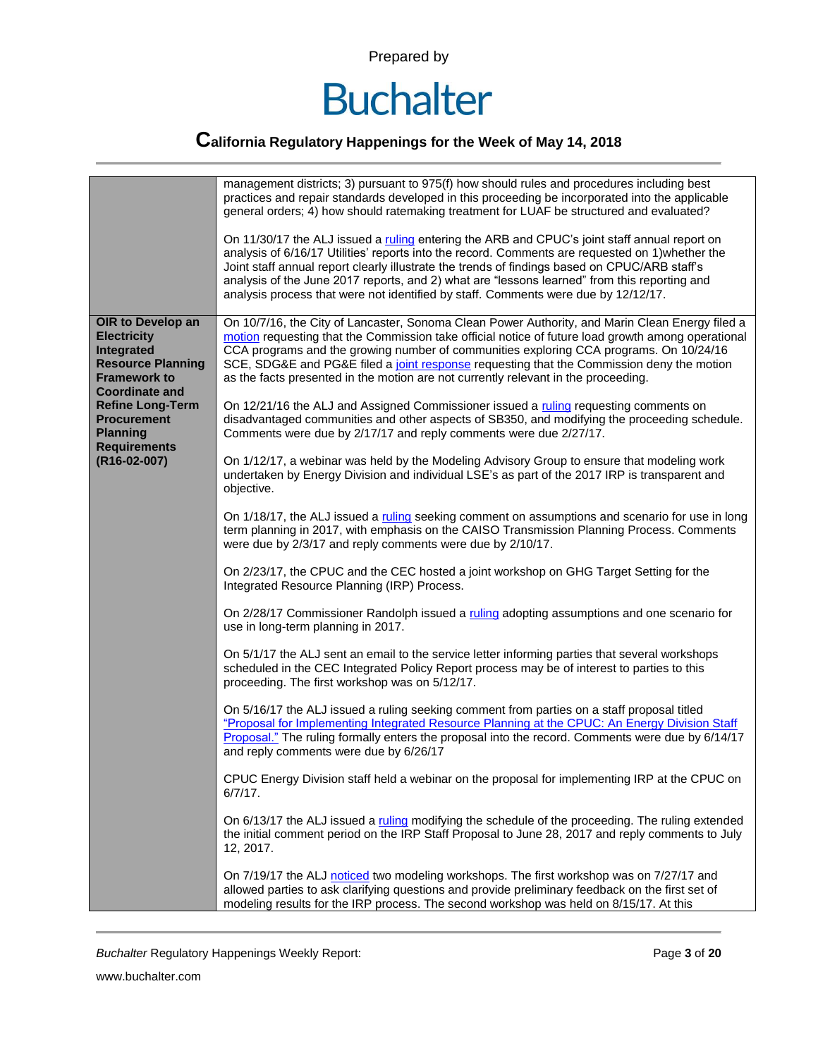| | |
|---|---|
| | management districts; 3) pursuant to 975(f) how should rules and procedures including best practices and repair standards developed in this proceeding be incorporated into the applicable general orders; 4) how should ratemaking treatment for LUAF be structured and evaluated?<br><br>On 11/30/17 the ALJ issued a ruling entering the ARB and CPUC's joint staff annual report on analysis of 6/16/17 Utilities' reports into the record. Comments are requested on 1)whether the Joint staff annual report clearly illustrate the trends of findings based on CPUC/ARB staff's analysis of the June 2017 reports, and 2) what are "lessons learned" from this reporting and analysis process that were not identified by staff. Comments were due by 12/12/17. |
| **OIR to Develop an Electricity Integrated Resource Planning Framework to Coordinate and Refine Long-Term Procurement Planning Requirements (R16-02-007)** | On 10/7/16, the City of Lancaster, Sonoma Clean Power Authority, and Marin Clean Energy filed a motion requesting that the Commission take official notice of future load growth among operational CCA programs and the growing number of communities exploring CCA programs. On 10/24/16 SCE, SDG&E and PG&E filed a joint response requesting that the Commission deny the motion as the facts presented in the motion are not currently relevant in the proceeding.<br><br>On 12/21/16 the ALJ and Assigned Commissioner issued a ruling requesting comments on disadvantaged communities and other aspects of SB350, and modifying the proceeding schedule. Comments were due by 2/17/17 and reply comments were due 2/27/17.<br><br>On 1/12/17, a webinar was held by the Modeling Advisory Group to ensure that modeling work undertaken by Energy Division and individual LSE's as part of the 2017 IRP is transparent and objective.<br><br>On 1/18/17, the ALJ issued a ruling seeking comment on assumptions and scenario for use in long term planning in 2017, with emphasis on the CAISO Transmission Planning Process. Comments were due by 2/3/17 and reply comments were due by 2/10/17.<br><br>On 2/23/17, the CPUC and the CEC hosted a joint workshop on GHG Target Setting for the Integrated Resource Planning (IRP) Process.<br><br>On 2/28/17 Commissioner Randolph issued a ruling adopting assumptions and one scenario for use in long-term planning in 2017.<br><br>On 5/1/17 the ALJ sent an email to the service letter informing parties that several workshops scheduled in the CEC Integrated Policy Report process may be of interest to parties to this proceeding. The first workshop was on 5/12/17.<br><br>On 5/16/17 the ALJ issued a ruling seeking comment from parties on a staff proposal titled "Proposal for Implementing Integrated Resource Planning at the CPUC: An Energy Division Staff Proposal." The ruling formally enters the proposal into the record. Comments were due by 6/14/17 and reply comments were due by 6/26/17<br><br>CPUC Energy Division staff held a webinar on the proposal for implementing IRP at the CPUC on 6/7/17.<br><br>On 6/13/17 the ALJ issued a ruling modifying the schedule of the proceeding. The ruling extended the initial comment period on the IRP Staff Proposal to June 28, 2017 and reply comments to July 12, 2017.<br><br>On 7/19/17 the ALJ noticed two modeling workshops. The first workshop was on 7/27/17 and allowed parties to ask clarifying questions and provide preliminary feedback on the first set of modeling results for the IRP process. The second workshop was held on 8/15/17. At this |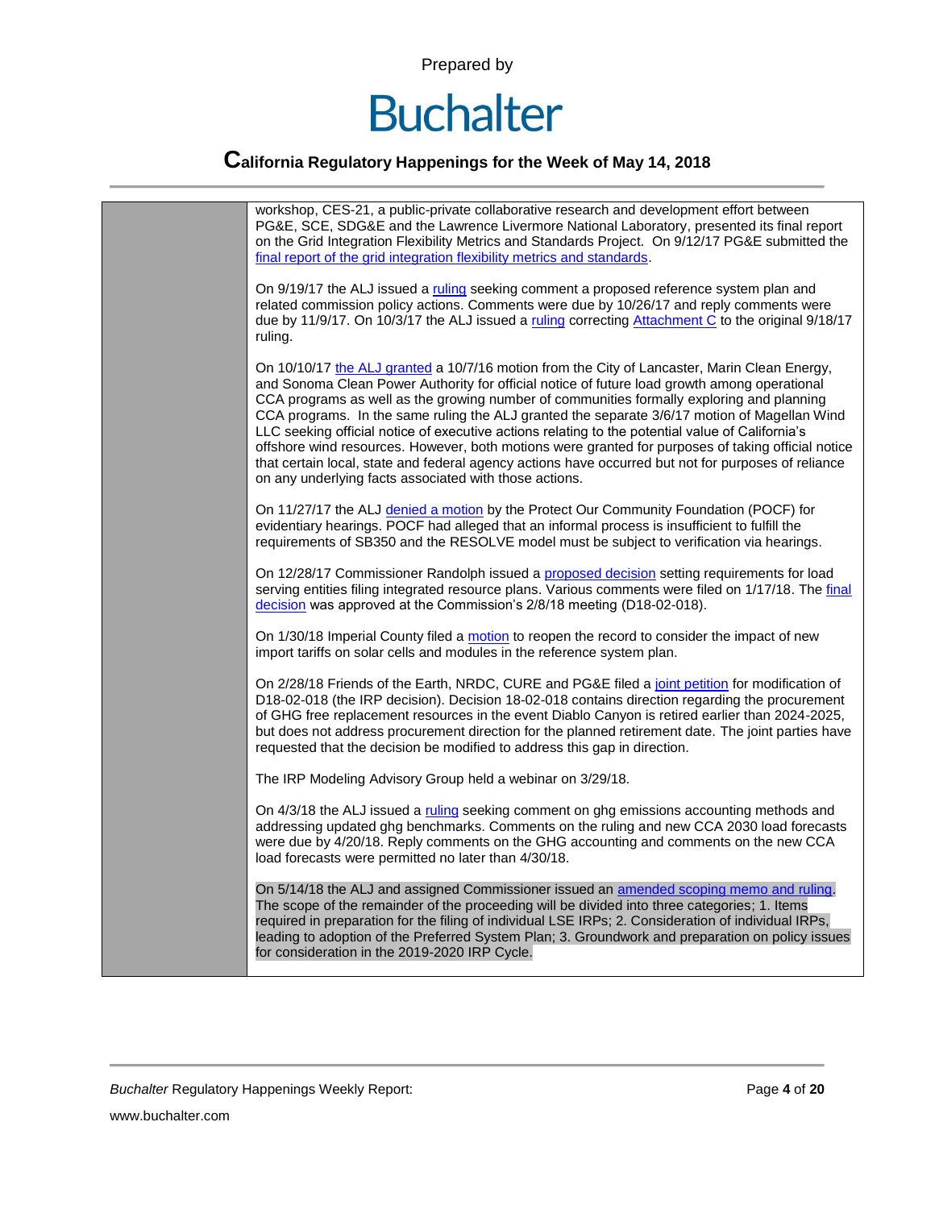workshop, CES-21, a public-private collaborative research and development effort between PG&E, SCE, SDG&E and the Lawrence Livermore National Laboratory, presented its final report on the Grid Integration Flexibility Metrics and Standards Project. On 9/12/17 PG&E submitted the final report of the grid integration flexibility metrics and standards.

On 9/19/17 the ALJ issued a ruling seeking comment a proposed reference system plan and related commission policy actions. Comments were due by 10/26/17 and reply comments were due by 11/9/17. On 10/3/17 the ALJ issued a ruling correcting Attachment C to the original 9/18/17 ruling.

On 10/10/17 the ALJ granted a 10/7/16 motion from the City of Lancaster, Marin Clean Energy, and Sonoma Clean Power Authority for official notice of future load growth among operational CCA programs as well as the growing number of communities formally exploring and planning CCA programs. In the same ruling the ALJ granted the separate 3/6/17 motion of Magellan Wind LLC seeking official notice of executive actions relating to the potential value of California's offshore wind resources. However, both motions were granted for purposes of taking official notice that certain local, state and federal agency actions have occurred but not for purposes of reliance on any underlying facts associated with those actions.

On 11/27/17 the ALJ denied a motion by the Protect Our Community Foundation (POCF) for evidentiary hearings. POCF had alleged that an informal process is insufficient to fulfill the requirements of SB350 and the RESOLVE model must be subject to verification via hearings.

On 12/28/17 Commissioner Randolph issued a proposed decision setting requirements for load serving entities filing integrated resource plans. Various comments were filed on 1/17/18. The final decision was approved at the Commission's 2/8/18 meeting (D18-02-018).

On 1/30/18 Imperial County filed a motion to reopen the record to consider the impact of new import tariffs on solar cells and modules in the reference system plan.

On 2/28/18 Friends of the Earth, NRDC, CURE and PG&E filed a joint petition for modification of D18-02-018 (the IRP decision). Decision 18-02-018 contains direction regarding the procurement of GHG free replacement resources in the event Diablo Canyon is retired earlier than 2024-2025, but does not address procurement direction for the planned retirement date. The joint parties have requested that the decision be modified to address this gap in direction.

The IRP Modeling Advisory Group held a webinar on 3/29/18.

On 4/3/18 the ALJ issued a ruling seeking comment on ghg emissions accounting methods and addressing updated ghg benchmarks. Comments on the ruling and new CCA 2030 load forecasts were due by 4/20/18. Reply comments on the GHG accounting and comments on the new CCA load forecasts were permitted no later than 4/30/18.

On 5/14/18 the ALJ and assigned Commissioner issued an amended scoping memo and ruling. The scope of the remainder of the proceeding will be divided into three categories; 1. Items required in preparation for the filing of individual LSE IRPs; 2. Consideration of individual IRPs, leading to adoption of the Preferred System Plan; 3. Groundwork and preparation on policy issues for consideration in the 2019-2020 IRP Cycle.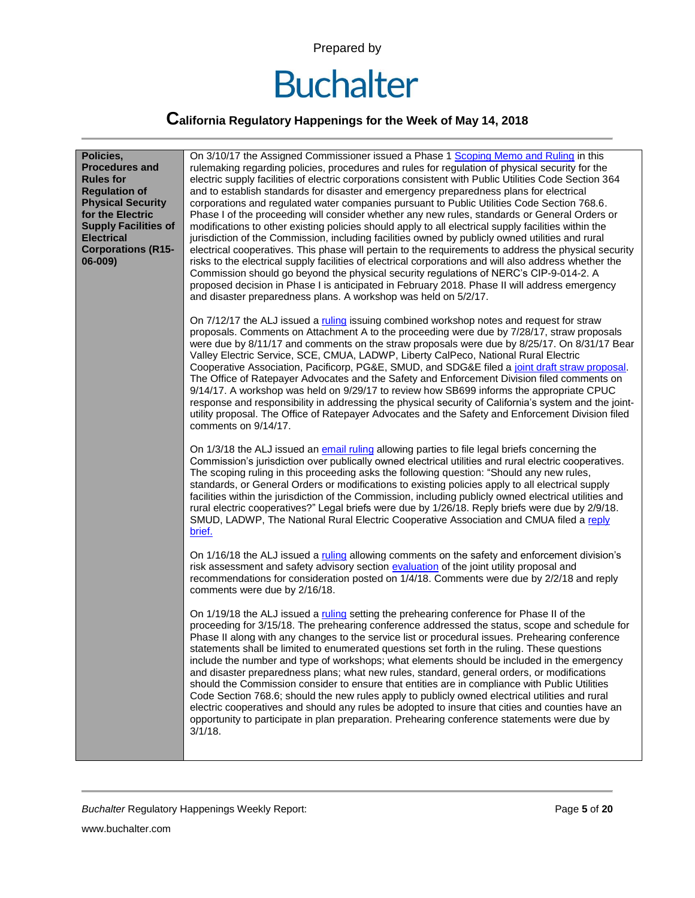| Policies, Procedures and Rules for Regulation of Physical Security for the Electric Supply Facilities of Electrical Corporations (R15-06-009) | On 3/10/17 the Assigned Commissioner issued a Phase 1 Scoping Memo and Ruling in this rulemaking regarding policies, procedures and rules for regulation of physical security for the electric supply facilities of electric corporations consistent with Public Utilities Code Section 364 and to establish standards for disaster and emergency preparedness plans for electrical corporations and regulated water companies pursuant to Public Utilities Code Section 768.6. Phase I of the proceeding will consider whether any new rules, standards or General Orders or modifications to other existing policies should apply to all electrical supply facilities within the jurisdiction of the Commission, including facilities owned by publicly owned utilities and rural electrical cooperatives. This phase will pertain to the requirements to address the physical security risks to the electrical supply facilities of electrical corporations and will also address whether the Commission should go beyond the physical security regulations of NERC's CIP-9-014-2. A proposed decision in Phase I is anticipated in February 2018. Phase II will address emergency and disaster preparedness plans. A workshop was held on 5/2/17.<br><br>On 7/12/17 the ALJ issued a ruling issuing combined workshop notes and request for straw proposals. Comments on Attachment A to the proceeding were due by 7/28/17, straw proposals were due by 8/11/17 and comments on the straw proposals were due by 8/25/17. On 8/31/17 Bear Valley Electric Service, SCE, CMUA, LADWP, Liberty CalPeco, National Rural Electric Cooperative Association, Pacificorp, PG&E, SMUD, and SDG&E filed a joint draft straw proposal. The Office of Ratepayer Advocates and the Safety and Enforcement Division filed comments on 9/14/17. A workshop was held on 9/29/17 to review how SB699 informs the appropriate CPUC response and responsibility in addressing the physical security of California's system and the joint-utility proposal. The Office of Ratepayer Advocates and the Safety and Enforcement Division filed comments on 9/14/17.<br><br>On 1/3/18 the ALJ issued an email ruling allowing parties to file legal briefs concerning the Commission's jurisdiction over publically owned electrical utilities and rural electric cooperatives. The scoping ruling in this proceeding asks the following question: "Should any new rules, standards, or General Orders or modifications to existing policies apply to all electrical supply facilities within the jurisdiction of the Commission, including publicly owned electrical utilities and rural electric cooperatives?" Legal briefs were due by 1/26/18. Reply briefs were due by 2/9/18. SMUD, LADWP, The National Rural Electric Cooperative Association and CMUA filed a reply brief.<br><br>On 1/16/18 the ALJ issued a ruling allowing comments on the safety and enforcement division's risk assessment and safety advisory section evaluation of the joint utility proposal and recommendations for consideration posted on 1/4/18. Comments were due by 2/2/18 and reply comments were due by 2/16/18.<br><br>On 1/19/18 the ALJ issued a ruling setting the prehearing conference for Phase II of the proceeding for 3/15/18. The prehearing conference addressed the status, scope and schedule for Phase II along with any changes to the service list or procedural issues. Prehearing conference statements shall be limited to enumerated questions set forth in the ruling. These questions include the number and type of workshops; what elements should be included in the emergency and disaster preparedness plans; what new rules, standard, general orders, or modifications should the Commission consider to ensure that entities are in compliance with Public Utilities Code Section 768.6; should the new rules apply to publicly owned electrical utilities and rural electric cooperatives and should any rules be adopted to insure that cities and counties have an opportunity to participate in plan preparation. Prehearing conference statements were due by 3/1/18. |
|---|---|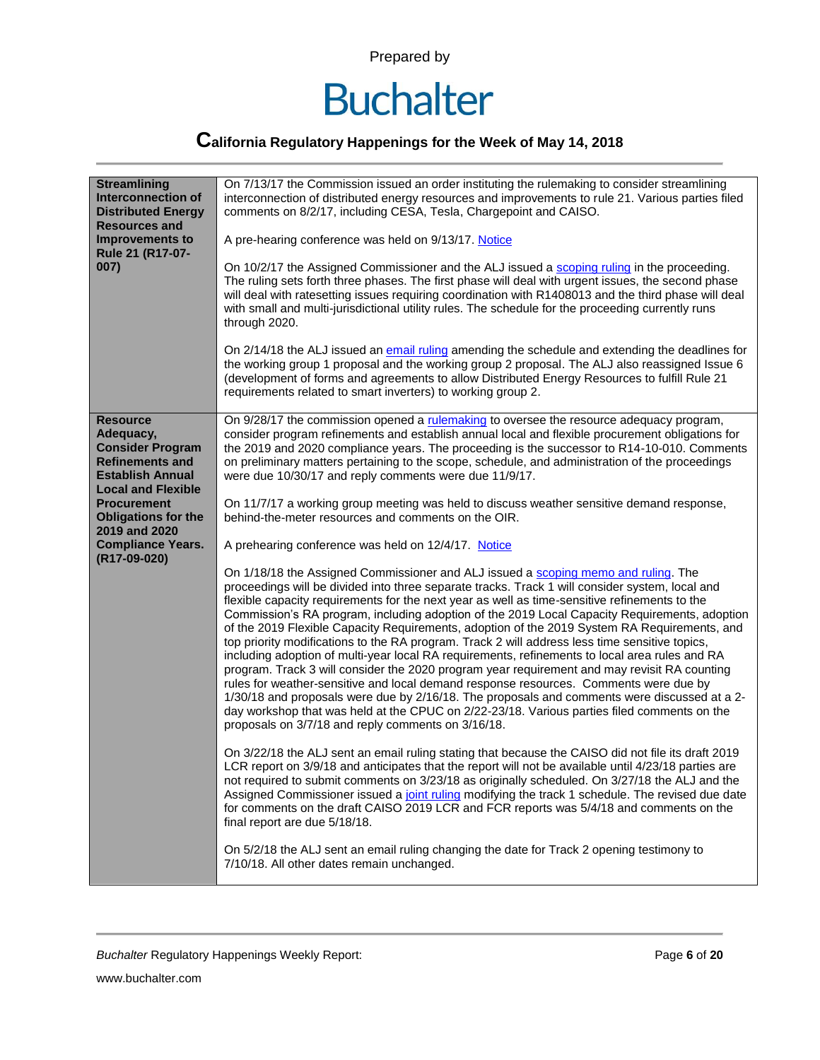| | |
|---|---|
| **Streamlining Interconnection of Distributed Energy Resources and Improvements to Rule 21 (R17-07-007)** | On 7/13/17 the Commission issued an order instituting the rulemaking to consider streamlining interconnection of distributed energy resources and improvements to rule 21. Various parties filed comments on 8/2/17, including CESA, Tesla, Chargepoint and CAISO.<br><br>A pre-hearing conference was held on 9/13/17. Notice<br><br>On 10/2/17 the Assigned Commissioner and the ALJ issued a scoping ruling in the proceeding. The ruling sets forth three phases. The first phase will deal with urgent issues, the second phase will deal with ratesetting issues requiring coordination with R1408013 and the third phase will deal with small and multi-jurisdictional utility rules. The schedule for the proceeding currently runs through 2020.<br><br>On 2/14/18 the ALJ issued an email ruling amending the schedule and extending the deadlines for the working group 1 proposal and the working group 2 proposal. The ALJ also reassigned Issue 6 (development of forms and agreements to allow Distributed Energy Resources to fulfill Rule 21 requirements related to smart inverters) to working group 2. |
| **Resource Adequacy, Consider Program Refinements and Establish Annual Local and Flexible Procurement Obligations for the 2019 and 2020 Compliance Years. (R17-09-020)** | On 9/28/17 the commission opened a rulemaking to oversee the resource adequacy program, consider program refinements and establish annual local and flexible procurement obligations for the 2019 and 2020 compliance years. The proceeding is the successor to R14-10-010. Comments on preliminary matters pertaining to the scope, schedule, and administration of the proceedings were due 10/30/17 and reply comments were due 11/9/17.<br><br>On 11/7/17 a working group meeting was held to discuss weather sensitive demand response, behind-the-meter resources and comments on the OIR.<br><br>A prehearing conference was held on 12/4/17. Notice<br><br>On 1/18/18 the Assigned Commissioner and ALJ issued a scoping memo and ruling. The proceedings will be divided into three separate tracks. Track 1 will consider system, local and flexible capacity requirements for the next year as well as time-sensitive refinements to the Commission's RA program, including adoption of the 2019 Local Capacity Requirements, adoption of the 2019 Flexible Capacity Requirements, adoption of the 2019 System RA Requirements, and top priority modifications to the RA program. Track 2 will address less time sensitive topics, including adoption of multi-year local RA requirements, refinements to local area rules and RA program. Track 3 will consider the 2020 program year requirement and may revisit RA counting rules for weather-sensitive and local demand response resources. Comments were due by 1/30/18 and proposals were due by 2/16/18. The proposals and comments were discussed at a 2-day workshop that was held at the CPUC on 2/22-23/18. Various parties filed comments on the proposals on 3/7/18 and reply comments on 3/16/18.<br><br>On 3/22/18 the ALJ sent an email ruling stating that because the CAISO did not file its draft 2019 LCR report on 3/9/18 and anticipates that the report will not be available until 4/23/18 parties are not required to submit comments on 3/23/18 as originally scheduled. On 3/27/18 the ALJ and the Assigned Commissioner issued a joint ruling modifying the track 1 schedule. The revised due date for comments on the draft CAISO 2019 LCR and FCR reports was 5/4/18 and comments on the final report are due 5/18/18.<br><br>On 5/2/18 the ALJ sent an email ruling changing the date for Track 2 opening testimony to 7/10/18. All other dates remain unchanged. |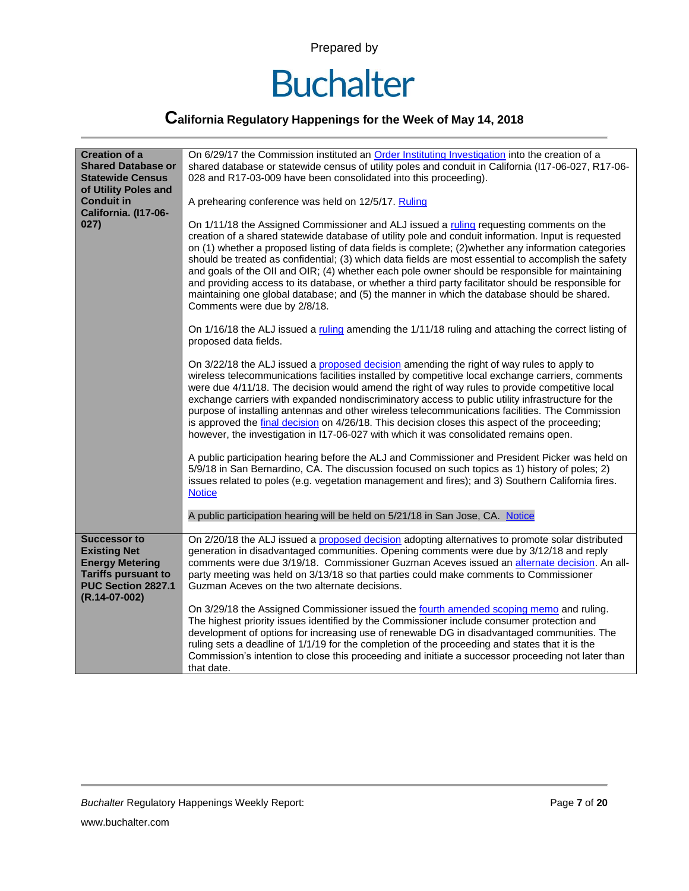Prepared by

# Buchalter

## California Regulatory Happenings for the Week of May 14, 2018

| | |
|---|---|
| **Creation of a Shared Database or Statewide Census of Utility Poles and Conduit in California. (I17-06-027)** | On 6/29/17 the Commission instituted an Order Instituting Investigation into the creation of a shared database or statewide census of utility poles and conduit in California (I17-06-027, R17-06-028 and R17-03-009 have been consolidated into this proceeding).<br><br>A prehearing conference was held on 12/5/17. Ruling<br><br>On 1/11/18 the Assigned Commissioner and ALJ issued a ruling requesting comments on the creation of a shared statewide database of utility pole and conduit information. Input is requested on (1) whether a proposed listing of data fields is complete; (2)whether any information categories should be treated as confidential; (3) which data fields are most essential to accomplish the safety and goals of the OII and OIR; (4) whether each pole owner should be responsible for maintaining and providing access to its database, or whether a third party facilitator should be responsible for maintaining one global database; and (5) the manner in which the database should be shared. Comments were due by 2/8/18.<br><br>On 1/16/18 the ALJ issued a ruling amending the 1/11/18 ruling and attaching the correct listing of proposed data fields.<br><br>On 3/22/18 the ALJ issued a proposed decision amending the right of way rules to apply to wireless telecommunications facilities installed by competitive local exchange carriers, comments were due 4/11/18. The decision would amend the right of way rules to provide competitive local exchange carriers with expanded nondiscriminatory access to public utility infrastructure for the purpose of installing antennas and other wireless telecommunications facilities. The Commission is approved the final decision on 4/26/18. This decision closes this aspect of the proceeding; however, the investigation in I17-06-027 with which it was consolidated remains open.<br><br>A public participation hearing before the ALJ and Commissioner and President Picker was held on 5/9/18 in San Bernardino, CA. The discussion focused on such topics as 1) history of poles; 2) issues related to poles (e.g. vegetation management and fires); and 3) Southern California fires. Notice<br><br>A public participation hearing will be held on 5/21/18 in San Jose, CA. Notice |
| **Successor to Existing Net Energy Metering Tariffs pursuant to PUC Section 2827.1 (R.14-07-002)** | On 2/20/18 the ALJ issued a proposed decision adopting alternatives to promote solar distributed generation in disadvantaged communities. Opening comments were due by 3/12/18 and reply comments were due 3/19/18. Commissioner Guzman Aceves issued an alternate decision. An all-party meeting was held on 3/13/18 so that parties could make comments to Commissioner Guzman Aceves on the two alternate decisions.<br><br>On 3/29/18 the Assigned Commissioner issued the fourth amended scoping memo and ruling. The highest priority issues identified by the Commissioner include consumer protection and development of options for increasing use of renewable DG in disadvantaged communities. The ruling sets a deadline of 1/1/19 for the completion of the proceeding and states that it is the Commission's intention to close this proceeding and initiate a successor proceeding not later than that date. |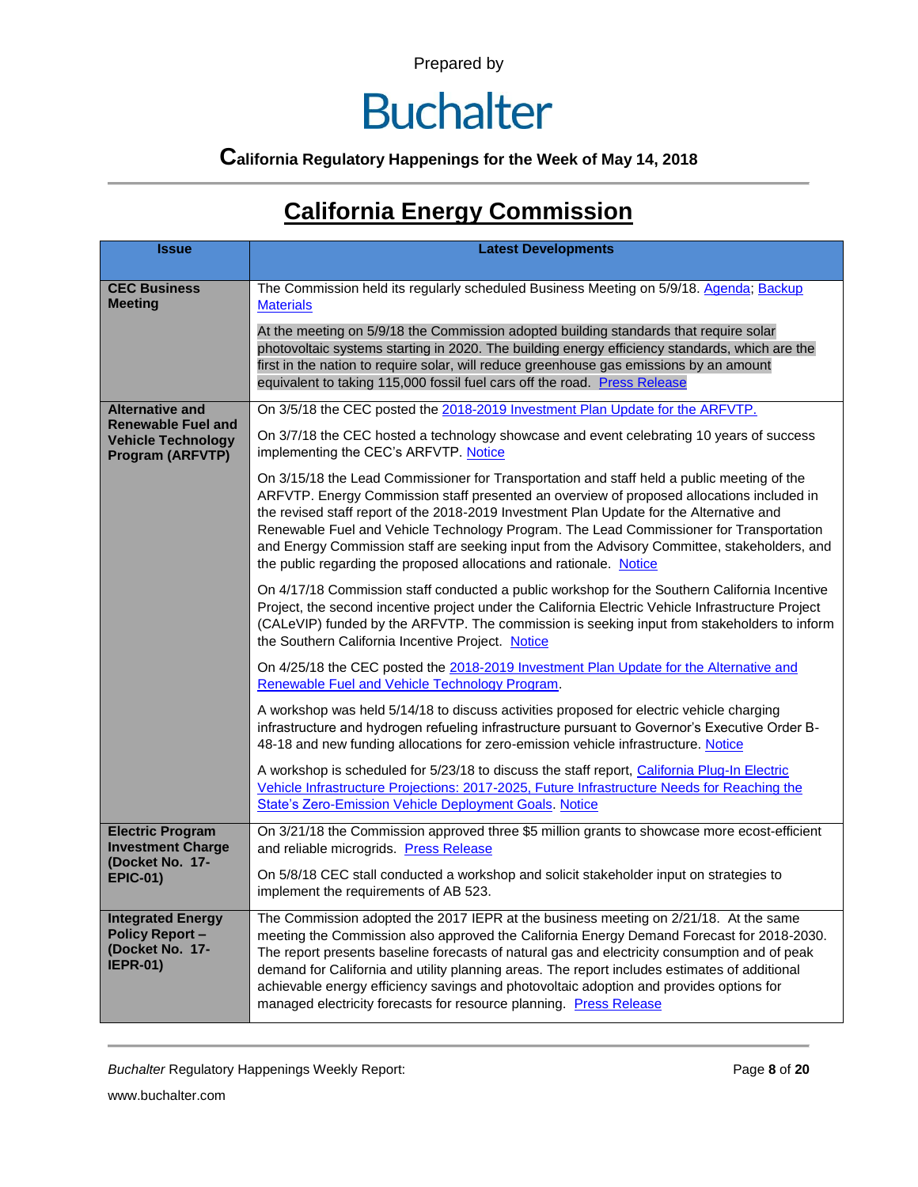Prepared by

Buchalter

**California Regulatory Happenings for the Week of May 14, 2018**

## California Energy Commission

| Issue | Latest Developments |
|---|---|
| **CEC Business Meeting** | The Commission held its regularly scheduled Business Meeting on 5/9/18. Agenda; Backup Materials<br><br>At the meeting on 5/9/18 the Commission adopted building standards that require solar photovoltaic systems starting in 2020. The building energy efficiency standards, which are the first in the nation to require solar, will reduce greenhouse gas emissions by an amount equivalent to taking 115,000 fossil fuel cars off the road. Press Release |
| **Alternative and Renewable Fuel and Vehicle Technology Program (ARFVTP)** | On 3/5/18 the CEC posted the 2018-2019 Investment Plan Update for the ARFVTP.<br><br>On 3/7/18 the CEC hosted a technology showcase and event celebrating 10 years of success implementing the CEC's ARFVTP. Notice<br><br>On 3/15/18 the Lead Commissioner for Transportation and staff held a public meeting of the ARFVTP. Energy Commission staff presented an overview of proposed allocations included in the revised staff report of the 2018-2019 Investment Plan Update for the Alternative and Renewable Fuel and Vehicle Technology Program. The Lead Commissioner for Transportation and Energy Commission staff are seeking input from the Advisory Committee, stakeholders, and the public regarding the proposed allocations and rationale. Notice<br><br>On 4/17/18 Commission staff conducted a public workshop for the Southern California Incentive Project, the second incentive project under the California Electric Vehicle Infrastructure Project (CALeVIP) funded by the ARFVTP. The commission is seeking input from stakeholders to inform the Southern California Incentive Project. Notice<br><br>On 4/25/18 the CEC posted the 2018-2019 Investment Plan Update for the Alternative and Renewable Fuel and Vehicle Technology Program.<br><br>A workshop was held 5/14/18 to discuss activities proposed for electric vehicle charging infrastructure and hydrogen refueling infrastructure pursuant to Governor's Executive Order B-48-18 and new funding allocations for zero-emission vehicle infrastructure. Notice<br><br>A workshop is scheduled for 5/23/18 to discuss the staff report, California Plug-In Electric Vehicle Infrastructure Projections: 2017-2025, Future Infrastructure Needs for Reaching the State's Zero-Emission Vehicle Deployment Goals. Notice |
| **Electric Program Investment Charge (Docket No. 17-EPIC-01)** | On 3/21/18 the Commission approved three $5 million grants to showcase more ecost-efficient and reliable microgrids. Press Release<br><br>On 5/8/18 CEC stall conducted a workshop and solicit stakeholder input on strategies to implement the requirements of AB 523. |
| **Integrated Energy Policy Report – (Docket No. 17-IEPR-01)** | The Commission adopted the 2017 IEPR at the business meeting on 2/21/18. At the same meeting the Commission also approved the California Energy Demand Forecast for 2018-2030. The report presents baseline forecasts of natural gas and electricity consumption and of peak demand for California and utility planning areas. The report includes estimates of additional achievable energy efficiency savings and photovoltaic adoption and provides options for managed electricity forecasts for resource planning. Press Release |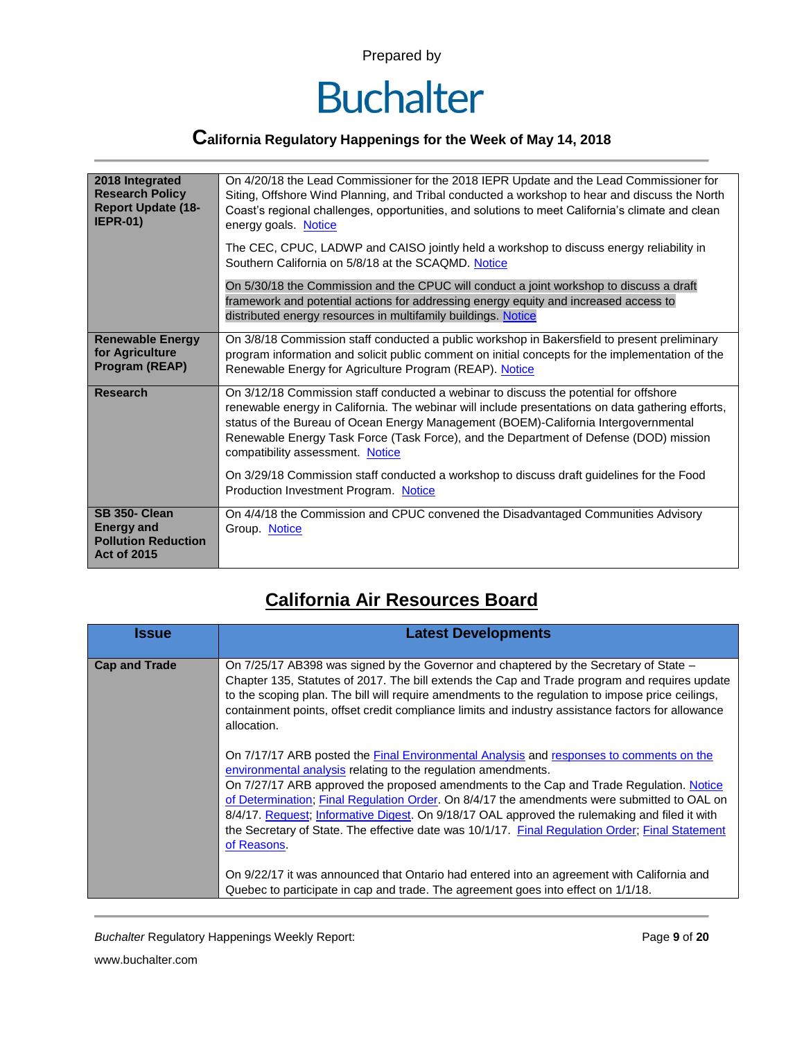Prepared by

Buchalter

**California Regulatory Happenings for the Week of May 14, 2018**

| | |
|---|---|
| **2018 Integrated Research Policy Report Update (18-IEPR-01)** | On 4/20/18 the Lead Commissioner for the 2018 IEPR Update and the Lead Commissioner for Siting, Offshore Wind Planning, and Tribal conducted a workshop to hear and discuss the North Coast's regional challenges, opportunities, and solutions to meet California's climate and clean energy goals. Notice<br><br>The CEC, CPUC, LADWP and CAISO jointly held a workshop to discuss energy reliability in Southern California on 5/8/18 at the SCAQMD. Notice<br><br>On 5/30/18 the Commission and the CPUC will conduct a joint workshop to discuss a draft framework and potential actions for addressing energy equity and increased access to distributed energy resources in multifamily buildings. Notice |
| **Renewable Energy for Agriculture Program (REAP)** | On 3/8/18 Commission staff conducted a public workshop in Bakersfield to present preliminary program information and solicit public comment on initial concepts for the implementation of the Renewable Energy for Agriculture Program (REAP). Notice |
| **Research** | On 3/12/18 Commission staff conducted a webinar to discuss the potential for offshore renewable energy in California. The webinar will include presentations on data gathering efforts, status of the Bureau of Ocean Energy Management (BOEM)-California Intergovernmental Renewable Energy Task Force (Task Force), and the Department of Defense (DOD) mission compatibility assessment. Notice<br><br>On 3/29/18 Commission staff conducted a workshop to discuss draft guidelines for the Food Production Investment Program. Notice |
| **SB 350- Clean Energy and Pollution Reduction Act of 2015** | On 4/4/18 the Commission and CPUC convened the Disadvantaged Communities Advisory Group. Notice |

## California Air Resources Board

| Issue | Latest Developments |
|---|---|
| **Cap and Trade** | On 7/25/17 AB398 was signed by the Governor and chaptered by the Secretary of State – Chapter 135, Statutes of 2017. The bill extends the Cap and Trade program and requires update to the scoping plan. The bill will require amendments to the regulation to impose price ceilings, containment points, offset credit compliance limits and industry assistance factors for allowance allocation.<br><br>On 7/17/17 ARB posted the Final Environmental Analysis and responses to comments on the environmental analysis relating to the regulation amendments.<br>On 7/27/17 ARB approved the proposed amendments to the Cap and Trade Regulation. Notice of Determination; Final Regulation Order. On 8/4/17 the amendments were submitted to OAL on 8/4/17. Request; Informative Digest. On 9/18/17 OAL approved the rulemaking and filed it with the Secretary of State. The effective date was 10/1/17. Final Regulation Order; Final Statement of Reasons.<br><br>On 9/22/17 it was announced that Ontario had entered into an agreement with California and Quebec to participate in cap and trade. The agreement goes into effect on 1/1/18. |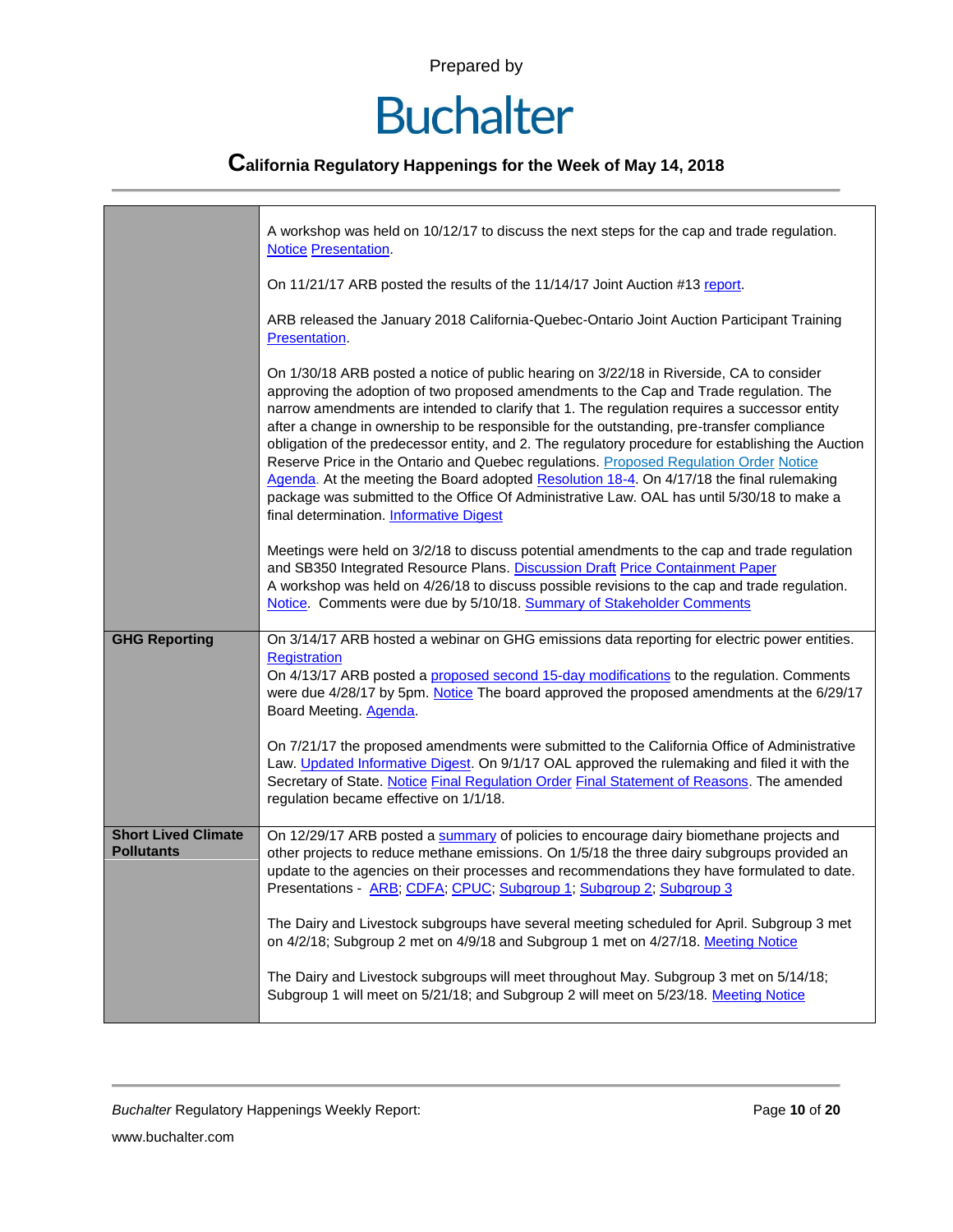| | |
|---|---|
| | A workshop was held on 10/12/17 to discuss the next steps for the cap and trade regulation. Notice Presentation.<br><br>On 11/21/17 ARB posted the results of the 11/14/17 Joint Auction #13 report.<br><br>ARB released the January 2018 California-Quebec-Ontario Joint Auction Participant Training Presentation.<br><br>On 1/30/18 ARB posted a notice of public hearing on 3/22/18 in Riverside, CA to consider approving the adoption of two proposed amendments to the Cap and Trade regulation. The narrow amendments are intended to clarify that 1. The regulation requires a successor entity after a change in ownership to be responsible for the outstanding, pre-transfer compliance obligation of the predecessor entity, and 2. The regulatory procedure for establishing the Auction Reserve Price in the Ontario and Quebec regulations. Proposed Regulation Order Notice Agenda. At the meeting the Board adopted Resolution 18-4. On 4/17/18 the final rulemaking package was submitted to the Office Of Administrative Law. OAL has until 5/30/18 to make a final determination. Informative Digest<br><br>Meetings were held on 3/2/18 to discuss potential amendments to the cap and trade regulation and SB350 Integrated Resource Plans. Discussion Draft Price Containment Paper<br>A workshop was held on 4/26/18 to discuss possible revisions to the cap and trade regulation. Notice. Comments were due by 5/10/18. Summary of Stakeholder Comments |
| **GHG Reporting** | On 3/14/17 ARB hosted a webinar on GHG emissions data reporting for electric power entities. Registration<br>On 4/13/17 ARB posted a proposed second 15-day modifications to the regulation. Comments were due 4/28/17 by 5pm. Notice The board approved the proposed amendments at the 6/29/17 Board Meeting. Agenda.<br><br>On 7/21/17 the proposed amendments were submitted to the California Office of Administrative Law. Updated Informative Digest. On 9/1/17 OAL approved the rulemaking and filed it with the Secretary of State. Notice Final Regulation Order Final Statement of Reasons. The amended regulation became effective on 1/1/18. |
| **Short Lived Climate Pollutants** | On 12/29/17 ARB posted a summary of policies to encourage dairy biomethane projects and other projects to reduce methane emissions. On 1/5/18 the three dairy subgroups provided an update to the agencies on their processes and recommendations they have formulated to date. Presentations - ARB; CDFA; CPUC; Subgroup 1; Subgroup 2; Subgroup 3<br><br>The Dairy and Livestock subgroups have several meeting scheduled for April. Subgroup 3 met on 4/2/18; Subgroup 2 met on 4/9/18 and Subgroup 1 met on 4/27/18. Meeting Notice<br><br>The Dairy and Livestock subgroups will meet throughout May. Subgroup 3 met on 5/14/18; Subgroup 1 will meet on 5/21/18; and Subgroup 2 will meet on 5/23/18. Meeting Notice |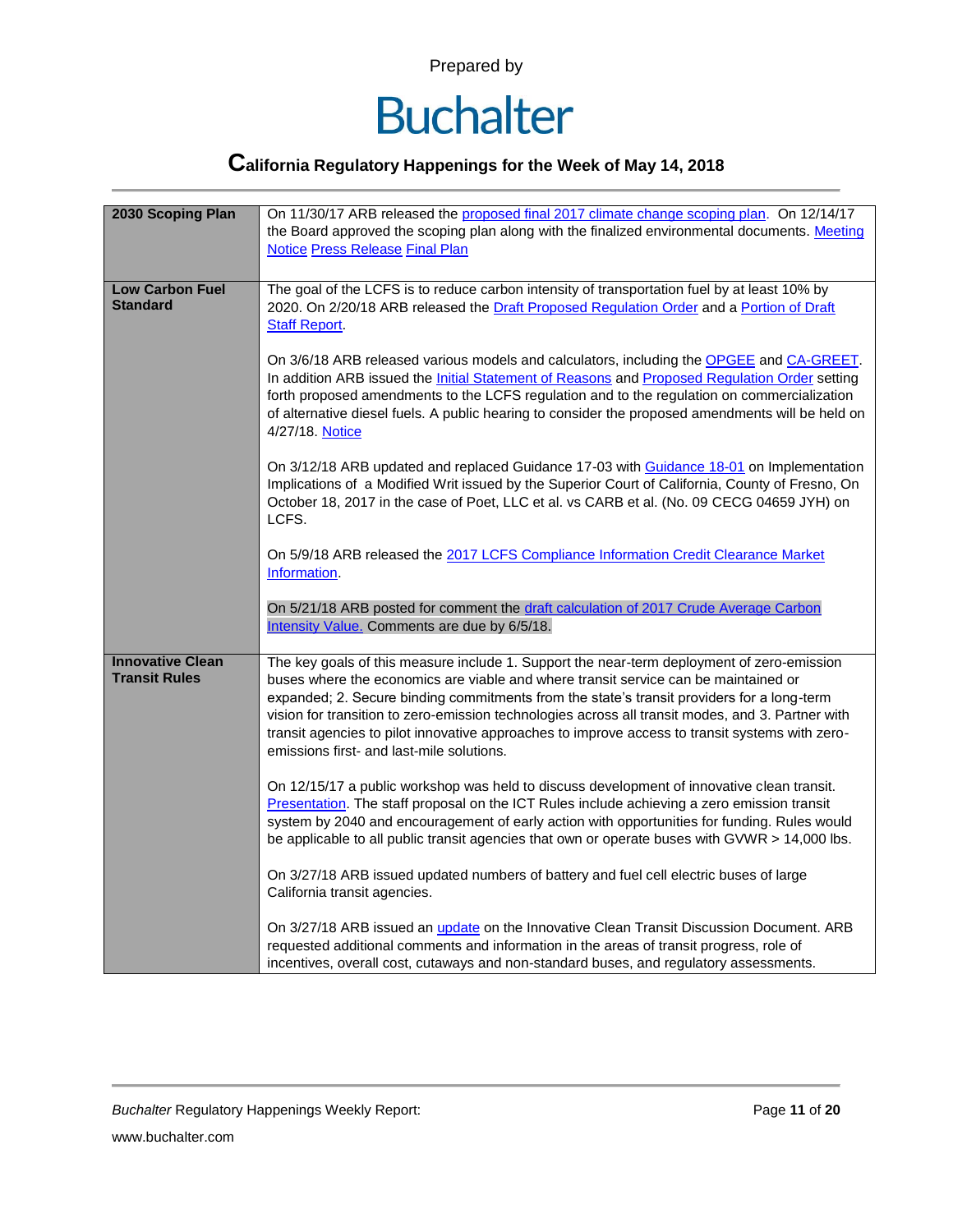Prepared by

# Buchalter

## California Regulatory Happenings for the Week of May 14, 2018

| | |
|---|---|
| **2030 Scoping Plan** | On 11/30/17 ARB released the proposed final 2017 climate change scoping plan. On 12/14/17 the Board approved the scoping plan along with the finalized environmental documents. Meeting Notice Press Release Final Plan |
| **Low Carbon Fuel Standard** | The goal of the LCFS is to reduce carbon intensity of transportation fuel by at least 10% by 2020. On 2/20/18 ARB released the Draft Proposed Regulation Order and a Portion of Draft Staff Report.<br><br>On 3/6/18 ARB released various models and calculators, including the OPGEE and CA-GREET. In addition ARB issued the Initial Statement of Reasons and Proposed Regulation Order setting forth proposed amendments to the LCFS regulation and to the regulation on commercialization of alternative diesel fuels. A public hearing to consider the proposed amendments will be held on 4/27/18. Notice<br><br>On 3/12/18 ARB updated and replaced Guidance 17-03 with Guidance 18-01 on Implementation Implications of a Modified Writ issued by the Superior Court of California, County of Fresno, On October 18, 2017 in the case of Poet, LLC et al. vs CARB et al. (No. 09 CECG 04659 JYH) on LCFS.<br><br>On 5/9/18 ARB released the 2017 LCFS Compliance Information Credit Clearance Market Information.<br><br>On 5/21/18 ARB posted for comment the draft calculation of 2017 Crude Average Carbon Intensity Value. Comments are due by 6/5/18. |
| **Innovative Clean Transit Rules** | The key goals of this measure include 1. Support the near-term deployment of zero-emission buses where the economics are viable and where transit service can be maintained or expanded; 2. Secure binding commitments from the state's transit providers for a long-term vision for transition to zero-emission technologies across all transit modes, and 3. Partner with transit agencies to pilot innovative approaches to improve access to transit systems with zero-emissions first- and last-mile solutions.<br><br>On 12/15/17 a public workshop was held to discuss development of innovative clean transit. Presentation. The staff proposal on the ICT Rules include achieving a zero emission transit system by 2040 and encouragement of early action with opportunities for funding. Rules would be applicable to all public transit agencies that own or operate buses with GVWR > 14,000 lbs.<br><br>On 3/27/18 ARB issued updated numbers of battery and fuel cell electric buses of large California transit agencies.<br><br>On 3/27/18 ARB issued an update on the Innovative Clean Transit Discussion Document. ARB requested additional comments and information in the areas of transit progress, role of incentives, overall cost, cutaways and non-standard buses, and regulatory assessments. |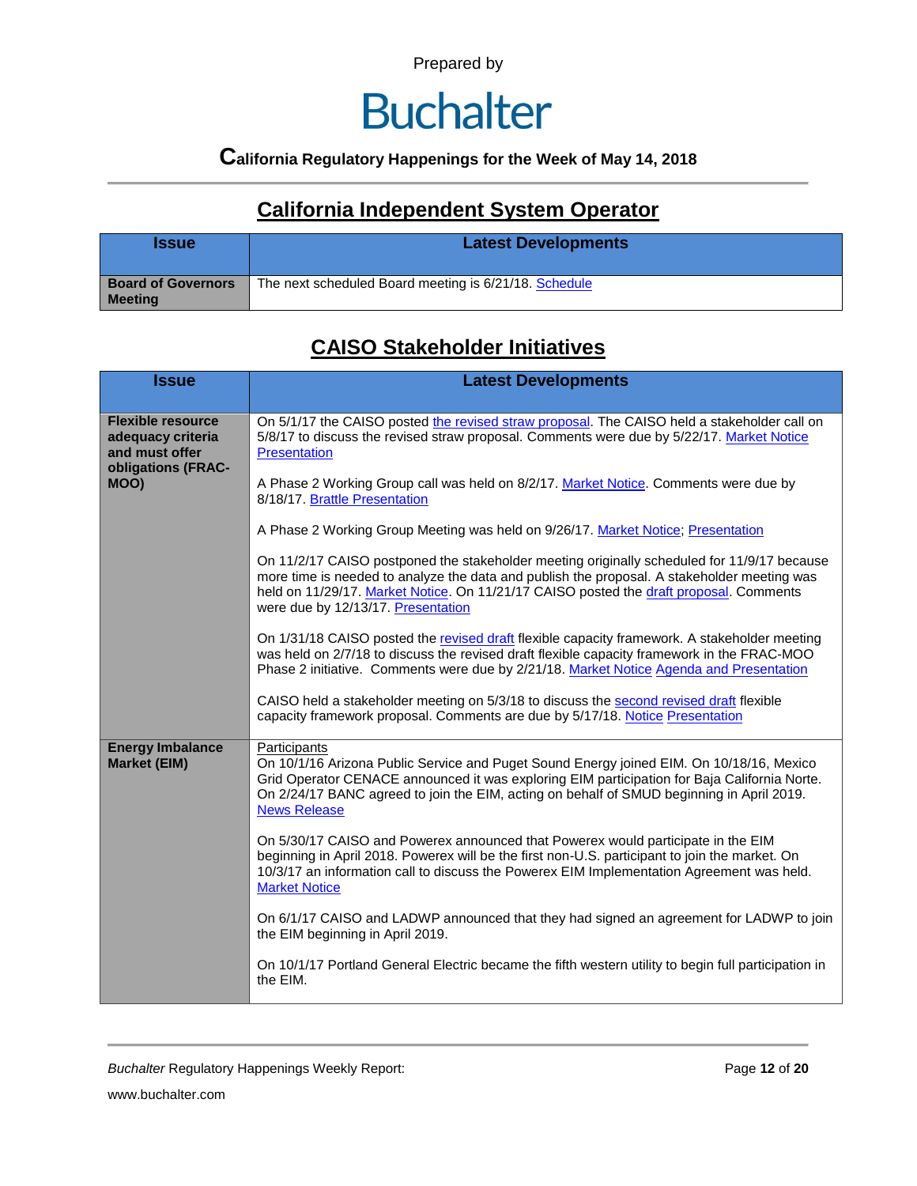Prepared by

# Buchalter

**California Regulatory Happenings for the Week of May 14, 2018**

## California Independent System Operator

| Issue | Latest Developments |
|---|---|
| **Board of Governors Meeting** | The next scheduled Board meeting is 6/21/18. Schedule |

## CAISO Stakeholder Initiatives

| Issue | Latest Developments |
|---|---|
| **Flexible resource adequacy criteria and must offer obligations (FRAC-MOO)** | On 5/1/17 the CAISO posted the revised straw proposal. The CAISO held a stakeholder call on 5/8/17 to discuss the revised straw proposal. Comments were due by 5/22/17. Market Notice Presentation<br><br>A Phase 2 Working Group call was held on 8/2/17. Market Notice. Comments were due by 8/18/17. Brattle Presentation<br><br>A Phase 2 Working Group Meeting was held on 9/26/17. Market Notice; Presentation<br><br>On 11/2/17 CAISO postponed the stakeholder meeting originally scheduled for 11/9/17 because more time is needed to analyze the data and publish the proposal. A stakeholder meeting was held on 11/29/17. Market Notice. On 11/21/17 CAISO posted the draft proposal. Comments were due by 12/13/17. Presentation<br><br>On 1/31/18 CAISO posted the revised draft flexible capacity framework. A stakeholder meeting was held on 2/7/18 to discuss the revised draft flexible capacity framework in the FRAC-MOO Phase 2 initiative. Comments were due by 2/21/18. Market Notice Agenda and Presentation<br><br>CAISO held a stakeholder meeting on 5/3/18 to discuss the second revised draft flexible capacity framework proposal. Comments are due by 5/17/18. Notice Presentation |
| **Energy Imbalance Market (EIM)** | Participants<br>On 10/1/16 Arizona Public Service and Puget Sound Energy joined EIM. On 10/18/16, Mexico Grid Operator CENACE announced it was exploring EIM participation for Baja California Norte. On 2/24/17 BANC agreed to join the EIM, acting on behalf of SMUD beginning in April 2019. News Release<br><br>On 5/30/17 CAISO and Powerex announced that Powerex would participate in the EIM beginning in April 2018. Powerex will be the first non-U.S. participant to join the market. On 10/3/17 an information call to discuss the Powerex EIM Implementation Agreement was held. Market Notice<br><br>On 6/1/17 CAISO and LADWP announced that they had signed an agreement for LADWP to join the EIM beginning in April 2019.<br><br>On 10/1/17 Portland General Electric became the fifth western utility to begin full participation in the EIM. |

*Buchalter* Regulatory Happenings Weekly Report:

www.buchalter.com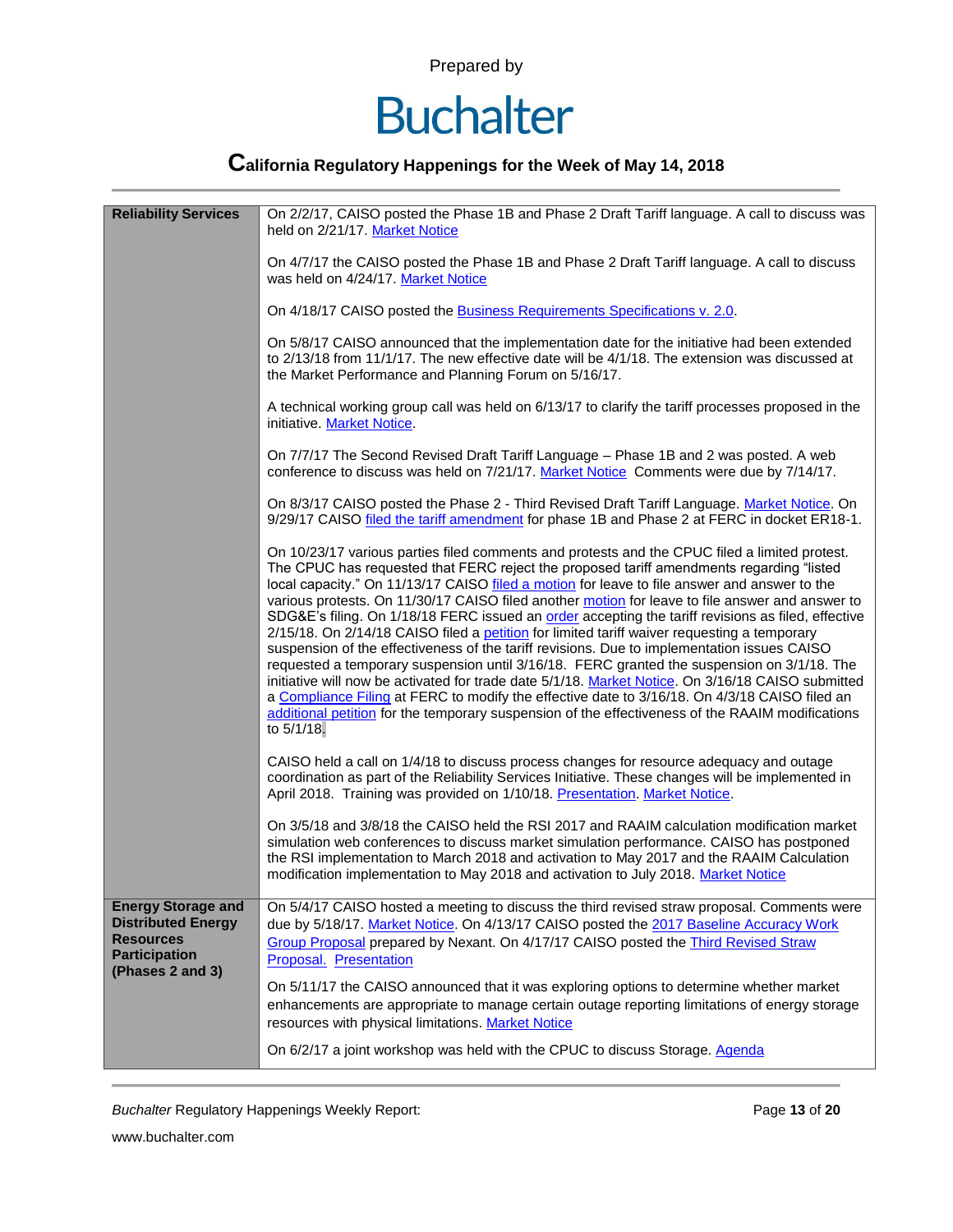Prepared by

# Buchalter

## California Regulatory Happenings for the Week of May 14, 2018

| | |
|---|---|
| **Reliability Services** | On 2/2/17, CAISO posted the Phase 1B and Phase 2 Draft Tariff language. A call to discuss was held on 2/21/17. Market Notice<br><br>On 4/7/17 the CAISO posted the Phase 1B and Phase 2 Draft Tariff language. A call to discuss was held on 4/24/17. Market Notice<br><br>On 4/18/17 CAISO posted the Business Requirements Specifications v. 2.0.<br><br>On 5/8/17 CAISO announced that the implementation date for the initiative had been extended to 2/13/18 from 11/1/17. The new effective date will be 4/1/18. The extension was discussed at the Market Performance and Planning Forum on 5/16/17.<br><br>A technical working group call was held on 6/13/17 to clarify the tariff processes proposed in the initiative. Market Notice.<br><br>On 7/7/17 The Second Revised Draft Tariff Language – Phase 1B and 2 was posted. A web conference to discuss was held on 7/21/17. Market Notice Comments were due by 7/14/17.<br><br>On 8/3/17 CAISO posted the Phase 2 - Third Revised Draft Tariff Language. Market Notice. On 9/29/17 CAISO filed the tariff amendment for phase 1B and Phase 2 at FERC in docket ER18-1.<br><br>On 10/23/17 various parties filed comments and protests and the CPUC filed a limited protest. The CPUC has requested that FERC reject the proposed tariff amendments regarding "listed local capacity." On 11/13/17 CAISO filed a motion for leave to file answer and answer to the various protests. On 11/30/17 CAISO filed another motion for leave to file answer and answer to SDG&E's filing. On 1/18/18 FERC issued an order accepting the tariff revisions as filed, effective 2/15/18. On 2/14/18 CAISO filed a petition for limited tariff waiver requesting a temporary suspension of the effectiveness of the tariff revisions. Due to implementation issues CAISO requested a temporary suspension until 3/16/18. FERC granted the suspension on 3/1/18. The initiative will now be activated for trade date 5/1/18. Market Notice. On 3/16/18 CAISO submitted a Compliance Filing at FERC to modify the effective date to 3/16/18. On 4/3/18 CAISO filed an additional petition for the temporary suspension of the effectiveness of the RAAIM modifications to 5/1/18.<br><br>CAISO held a call on 1/4/18 to discuss process changes for resource adequacy and outage coordination as part of the Reliability Services Initiative. These changes will be implemented in April 2018. Training was provided on 1/10/18. Presentation. Market Notice.<br><br>On 3/5/18 and 3/8/18 the CAISO held the RSI 2017 and RAAIM calculation modification market simulation web conferences to discuss market simulation performance. CAISO has postponed the RSI implementation to March 2018 and activation to May 2017 and the RAAIM Calculation modification implementation to May 2018 and activation to July 2018. Market Notice |
| **Energy Storage and Distributed Energy Resources Participation (Phases 2 and 3)** | On 5/4/17 CAISO hosted a meeting to discuss the third revised straw proposal. Comments were due by 5/18/17. Market Notice. On 4/13/17 CAISO posted the 2017 Baseline Accuracy Work Group Proposal prepared by Nexant. On 4/17/17 CAISO posted the Third Revised Straw Proposal. Presentation<br><br>On 5/11/17 the CAISO announced that it was exploring options to determine whether market enhancements are appropriate to manage certain outage reporting limitations of energy storage resources with physical limitations. Market Notice<br><br>On 6/2/17 a joint workshop was held with the CPUC to discuss Storage. Agenda |

*Buchalter* Regulatory Happenings Weekly Report:

www.buchalter.com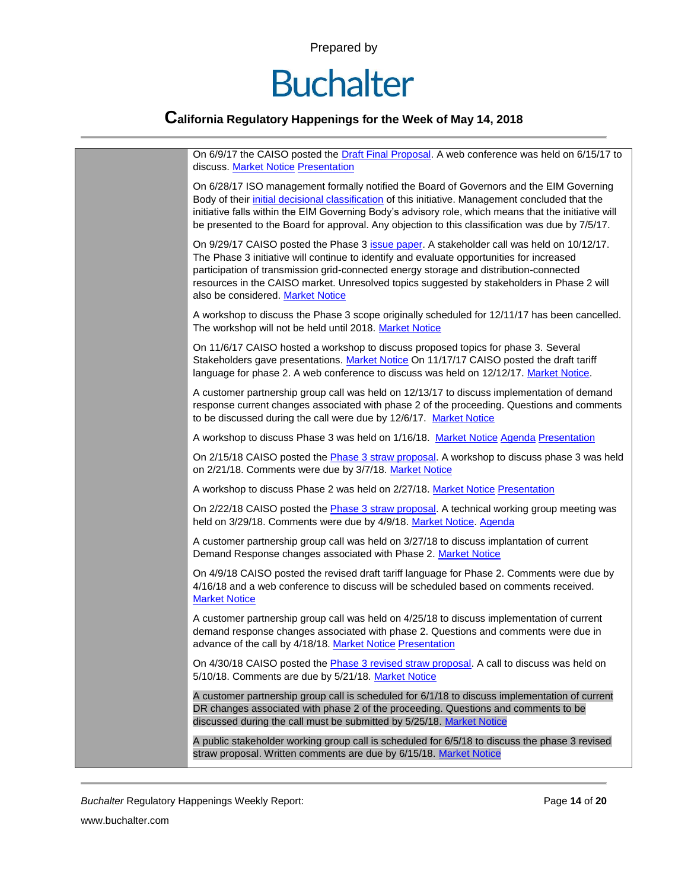|  |  |
|---|---|
|  | On 6/9/17 the CAISO posted the Draft Final Proposal. A web conference was held on 6/15/17 to discuss. Market Notice Presentation<br><br>On 6/28/17 ISO management formally notified the Board of Governors and the EIM Governing Body of their initial decisional classification of this initiative. Management concluded that the initiative falls within the EIM Governing Body's advisory role, which means that the initiative will be presented to the Board for approval. Any objection to this classification was due by 7/5/17.<br><br>On 9/29/17 CAISO posted the Phase 3 issue paper. A stakeholder call was held on 10/12/17. The Phase 3 initiative will continue to identify and evaluate opportunities for increased participation of transmission grid-connected energy storage and distribution-connected resources in the CAISO market. Unresolved topics suggested by stakeholders in Phase 2 will also be considered. Market Notice<br><br>A workshop to discuss the Phase 3 scope originally scheduled for 12/11/17 has been cancelled. The workshop will not be held until 2018. Market Notice<br><br>On 11/6/17 CAISO hosted a workshop to discuss proposed topics for phase 3. Several Stakeholders gave presentations. Market Notice On 11/17/17 CAISO posted the draft tariff language for phase 2. A web conference to discuss was held on 12/12/17. Market Notice.<br><br>A customer partnership group call was held on 12/13/17 to discuss implementation of demand response current changes associated with phase 2 of the proceeding. Questions and comments to be discussed during the call were due by 12/6/17. Market Notice<br><br>A workshop to discuss Phase 3 was held on 1/16/18. Market Notice Agenda Presentation<br><br>On 2/15/18 CAISO posted the Phase 3 straw proposal. A workshop to discuss phase 3 was held on 2/21/18. Comments were due by 3/7/18. Market Notice<br><br>A workshop to discuss Phase 2 was held on 2/27/18. Market Notice Presentation<br><br>On 2/22/18 CAISO posted the Phase 3 straw proposal. A technical working group meeting was held on 3/29/18. Comments were due by 4/9/18. Market Notice. Agenda<br><br>A customer partnership group call was held on 3/27/18 to discuss implantation of current Demand Response changes associated with Phase 2. Market Notice<br><br>On 4/9/18 CAISO posted the revised draft tariff language for Phase 2. Comments were due by 4/16/18 and a web conference to discuss will be scheduled based on comments received. Market Notice<br><br>A customer partnership group call was held on 4/25/18 to discuss implementation of current demand response changes associated with phase 2. Questions and comments were due in advance of the call by 4/18/18. Market Notice Presentation<br><br>On 4/30/18 CAISO posted the Phase 3 revised straw proposal. A call to discuss was held on 5/10/18. Comments are due by 5/21/18. Market Notice<br><br>A customer partnership group call is scheduled for 6/1/18 to discuss implementation of current DR changes associated with phase 2 of the proceeding. Questions and comments to be discussed during the call must be submitted by 5/25/18. Market Notice<br><br>A public stakeholder working group call is scheduled for 6/5/18 to discuss the phase 3 revised straw proposal. Written comments are due by 6/15/18. Market Notice |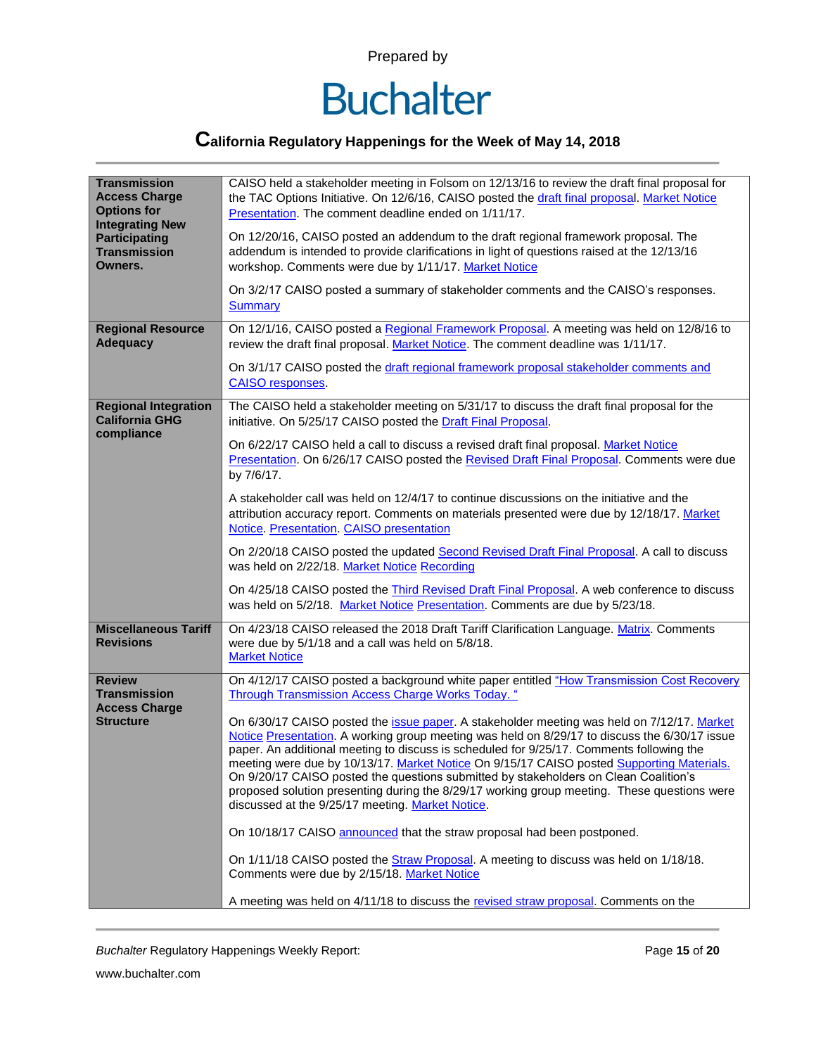| | |
|---|---|
| **Transmission Access Charge Options for Integrating New Participating Transmission Owners.** | CAISO held a stakeholder meeting in Folsom on 12/13/16 to review the draft final proposal for the TAC Options Initiative. On 12/6/16, CAISO posted the draft final proposal. Market Notice Presentation. The comment deadline ended on 1/11/17.<br><br>On 12/20/16, CAISO posted an addendum to the draft regional framework proposal. The addendum is intended to provide clarifications in light of questions raised at the 12/13/16 workshop. Comments were due by 1/11/17. Market Notice<br><br>On 3/2/17 CAISO posted a summary of stakeholder comments and the CAISO's responses. Summary |
| **Regional Resource Adequacy** | On 12/1/16, CAISO posted a Regional Framework Proposal. A meeting was held on 12/8/16 to review the draft final proposal. Market Notice. The comment deadline was 1/11/17.<br><br>On 3/1/17 CAISO posted the draft regional framework proposal stakeholder comments and CAISO responses. |
| **Regional Integration California GHG compliance** | The CAISO held a stakeholder meeting on 5/31/17 to discuss the draft final proposal for the initiative. On 5/25/17 CAISO posted the Draft Final Proposal.<br><br>On 6/22/17 CAISO held a call to discuss a revised draft final proposal. Market Notice Presentation. On 6/26/17 CAISO posted the Revised Draft Final Proposal. Comments were due by 7/6/17.<br><br>A stakeholder call was held on 12/4/17 to continue discussions on the initiative and the attribution accuracy report. Comments on materials presented were due by 12/18/17. Market Notice. Presentation. CAISO presentation<br><br>On 2/20/18 CAISO posted the updated Second Revised Draft Final Proposal. A call to discuss was held on 2/22/18. Market Notice Recording<br><br>On 4/25/18 CAISO posted the Third Revised Draft Final Proposal. A web conference to discuss was held on 5/2/18. Market Notice Presentation. Comments are due by 5/23/18. |
| **Miscellaneous Tariff Revisions** | On 4/23/18 CAISO released the 2018 Draft Tariff Clarification Language. Matrix. Comments were due by 5/1/18 and a call was held on 5/8/18.<br>Market Notice |
| **Review Transmission Access Charge Structure** | On 4/12/17 CAISO posted a background white paper entitled "How Transmission Cost Recovery Through Transmission Access Charge Works Today. "<br><br>On 6/30/17 CAISO posted the issue paper. A stakeholder meeting was held on 7/12/17. Market Notice Presentation. A working group meeting was held on 8/29/17 to discuss the 6/30/17 issue paper. An additional meeting to discuss is scheduled for 9/25/17. Comments following the meeting were due by 10/13/17. Market Notice On 9/15/17 CAISO posted Supporting Materials. On 9/20/17 CAISO posted the questions submitted by stakeholders on Clean Coalition's proposed solution presenting during the 8/29/17 working group meeting. These questions were discussed at the 9/25/17 meeting. Market Notice.<br><br>On 10/18/17 CAISO announced that the straw proposal had been postponed.<br><br>On 1/11/18 CAISO posted the Straw Proposal. A meeting to discuss was held on 1/18/18. Comments were due by 2/15/18. Market Notice<br><br>A meeting was held on 4/11/18 to discuss the revised straw proposal. Comments on the |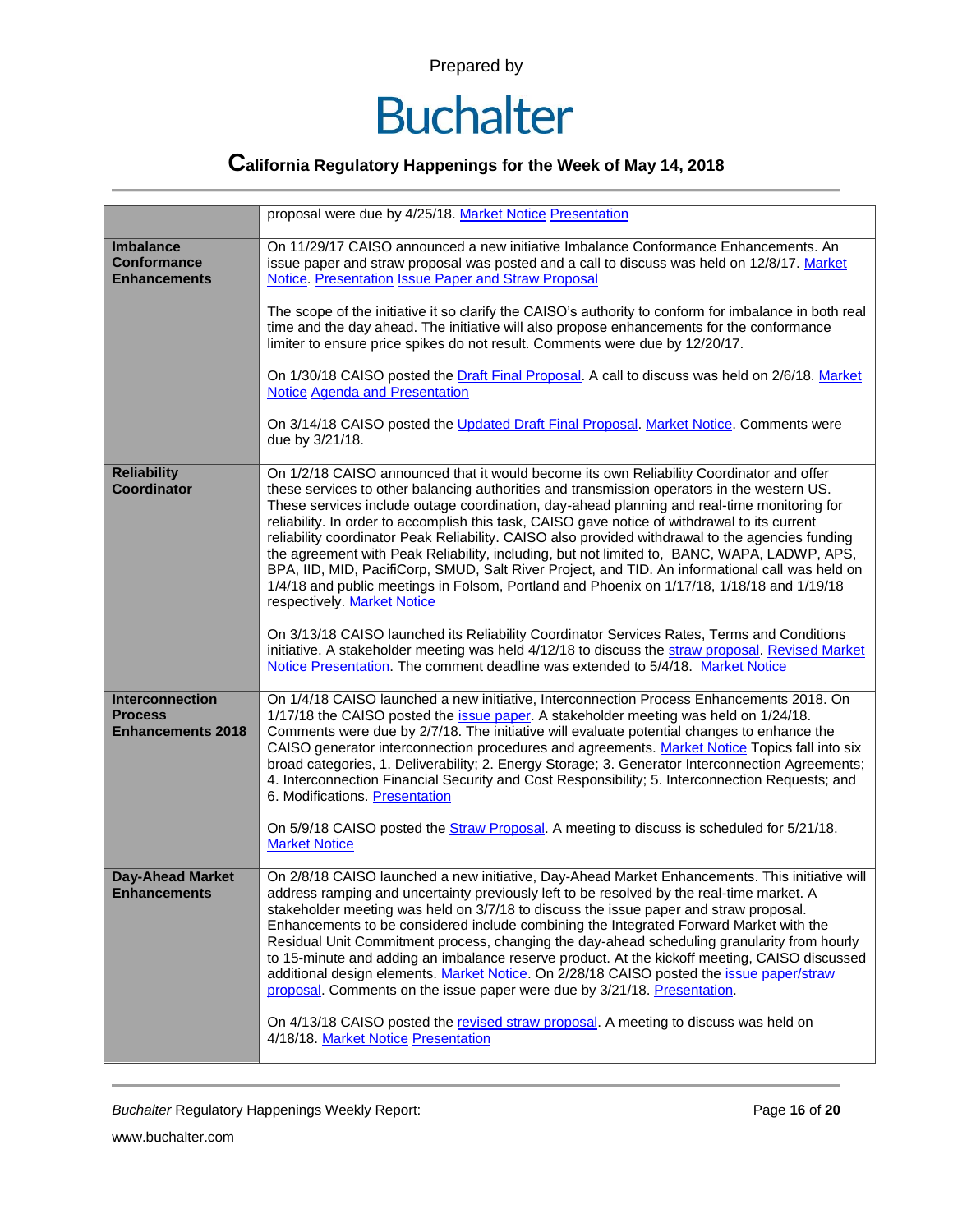| | |
|---|---|
| | proposal were due by 4/25/18. Market Notice Presentation |
| **Imbalance Conformance Enhancements** | On 11/29/17 CAISO announced a new initiative Imbalance Conformance Enhancements. An issue paper and straw proposal was posted and a call to discuss was held on 12/8/17. Market Notice. Presentation Issue Paper and Straw Proposal<br><br>The scope of the initiative it so clarify the CAISO's authority to conform for imbalance in both real time and the day ahead. The initiative will also propose enhancements for the conformance limiter to ensure price spikes do not result. Comments were due by 12/20/17.<br><br>On 1/30/18 CAISO posted the Draft Final Proposal. A call to discuss was held on 2/6/18. Market Notice Agenda and Presentation<br><br>On 3/14/18 CAISO posted the Updated Draft Final Proposal. Market Notice. Comments were due by 3/21/18. |
| **Reliability Coordinator** | On 1/2/18 CAISO announced that it would become its own Reliability Coordinator and offer these services to other balancing authorities and transmission operators in the western US. These services include outage coordination, day-ahead planning and real-time monitoring for reliability. In order to accomplish this task, CAISO gave notice of withdrawal to its current reliability coordinator Peak Reliability. CAISO also provided withdrawal to the agencies funding the agreement with Peak Reliability, including, but not limited to, BANC, WAPA, LADWP, APS, BPA, IID, MID, PacifiCorp, SMUD, Salt River Project, and TID. An informational call was held on 1/4/18 and public meetings in Folsom, Portland and Phoenix on 1/17/18, 1/18/18 and 1/19/18 respectively. Market Notice<br><br>On 3/13/18 CAISO launched its Reliability Coordinator Services Rates, Terms and Conditions initiative. A stakeholder meeting was held 4/12/18 to discuss the straw proposal. Revised Market Notice Presentation. The comment deadline was extended to 5/4/18. Market Notice |
| **Interconnection Process Enhancements 2018** | On 1/4/18 CAISO launched a new initiative, Interconnection Process Enhancements 2018. On 1/17/18 the CAISO posted the issue paper. A stakeholder meeting was held on 1/24/18. Comments were due by 2/7/18. The initiative will evaluate potential changes to enhance the CAISO generator interconnection procedures and agreements. Market Notice Topics fall into six broad categories, 1. Deliverability; 2. Energy Storage; 3. Generator Interconnection Agreements; 4. Interconnection Financial Security and Cost Responsibility; 5. Interconnection Requests; and 6. Modifications. Presentation<br><br>On 5/9/18 CAISO posted the Straw Proposal. A meeting to discuss is scheduled for 5/21/18. Market Notice |
| **Day-Ahead Market Enhancements** | On 2/8/18 CAISO launched a new initiative, Day-Ahead Market Enhancements. This initiative will address ramping and uncertainty previously left to be resolved by the real-time market. A stakeholder meeting was held on 3/7/18 to discuss the issue paper and straw proposal. Enhancements to be considered include combining the Integrated Forward Market with the Residual Unit Commitment process, changing the day-ahead scheduling granularity from hourly to 15-minute and adding an imbalance reserve product. At the kickoff meeting, CAISO discussed additional design elements. Market Notice. On 2/28/18 CAISO posted the issue paper/straw proposal. Comments on the issue paper were due by 3/21/18. Presentation.<br><br>On 4/13/18 CAISO posted the revised straw proposal. A meeting to discuss was held on 4/18/18. Market Notice Presentation |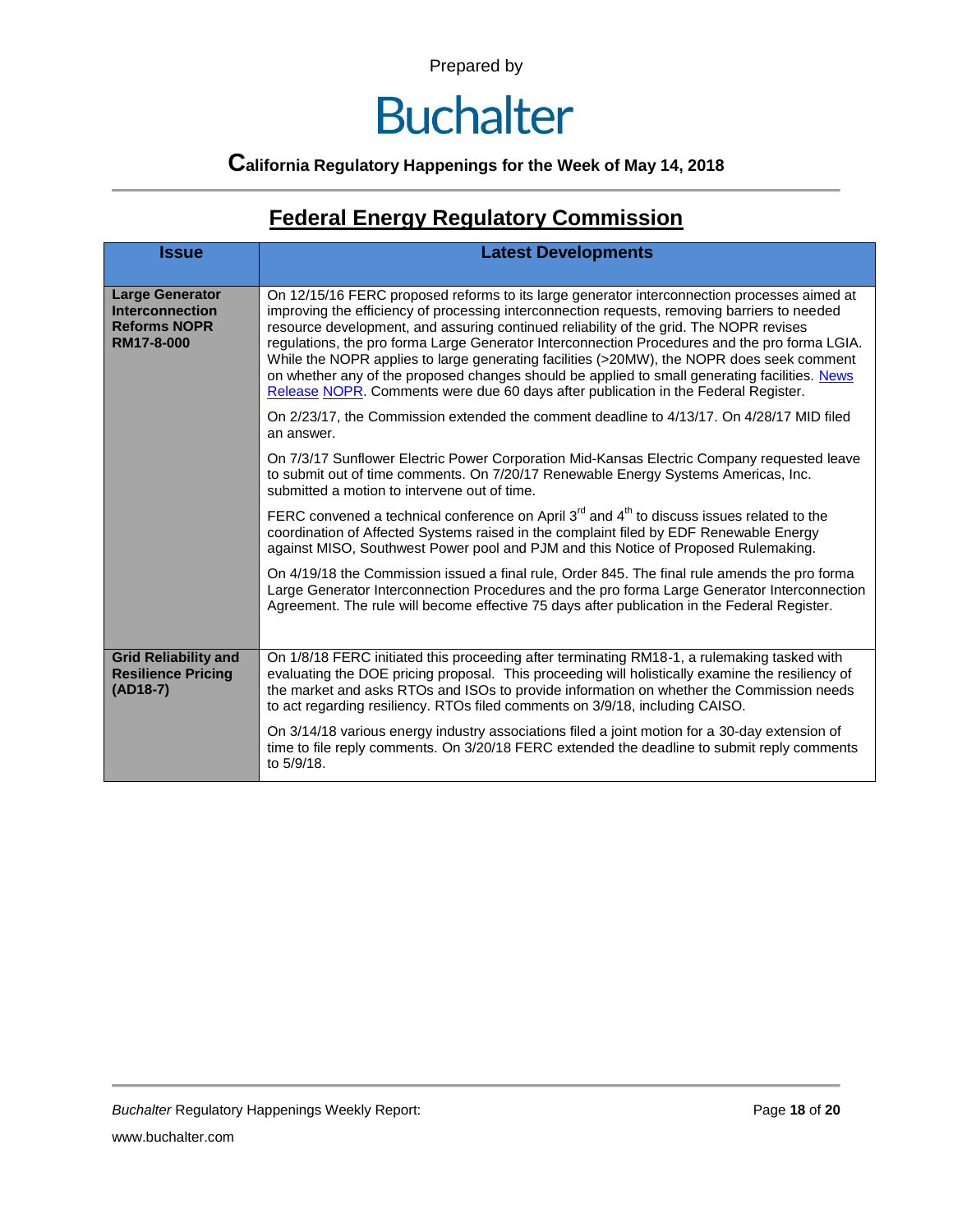Prepared by

# Buchalter

**California Regulatory Happenings for the Week of May 14, 2018**

## Federal Energy Regulatory Commission

| Issue | Latest Developments |
|---|---|
| **Large Generator Interconnection Reforms NOPR RM17-8-000** | On 12/15/16 FERC proposed reforms to its large generator interconnection processes aimed at improving the efficiency of processing interconnection requests, removing barriers to needed resource development, and assuring continued reliability of the grid. The NOPR revises regulations, the pro forma Large Generator Interconnection Procedures and the pro forma LGIA. While the NOPR applies to large generating facilities (>20MW), the NOPR does seek comment on whether any of the proposed changes should be applied to small generating facilities. News Release NOPR. Comments were due 60 days after publication in the Federal Register.<br><br>On 2/23/17, the Commission extended the comment deadline to 4/13/17. On 4/28/17 MID filed an answer.<br><br>On 7/3/17 Sunflower Electric Power Corporation Mid-Kansas Electric Company requested leave to submit out of time comments. On 7/20/17 Renewable Energy Systems Americas, Inc. submitted a motion to intervene out of time.<br><br>FERC convened a technical conference on April 3rd and 4th to discuss issues related to the coordination of Affected Systems raised in the complaint filed by EDF Renewable Energy against MISO, Southwest Power pool and PJM and this Notice of Proposed Rulemaking.<br><br>On 4/19/18 the Commission issued a final rule, Order 845. The final rule amends the pro forma Large Generator Interconnection Procedures and the pro forma Large Generator Interconnection Agreement. The rule will become effective 75 days after publication in the Federal Register. |
| **Grid Reliability and Resilience Pricing (AD18-7)** | On 1/8/18 FERC initiated this proceeding after terminating RM18-1, a rulemaking tasked with evaluating the DOE pricing proposal. This proceeding will holistically examine the resiliency of the market and asks RTOs and ISOs to provide information on whether the Commission needs to act regarding resiliency. RTOs filed comments on 3/9/18, including CAISO.<br><br>On 3/14/18 various energy industry associations filed a joint motion for a 30-day extension of time to file reply comments. On 3/20/18 FERC extended the deadline to submit reply comments to 5/9/18. |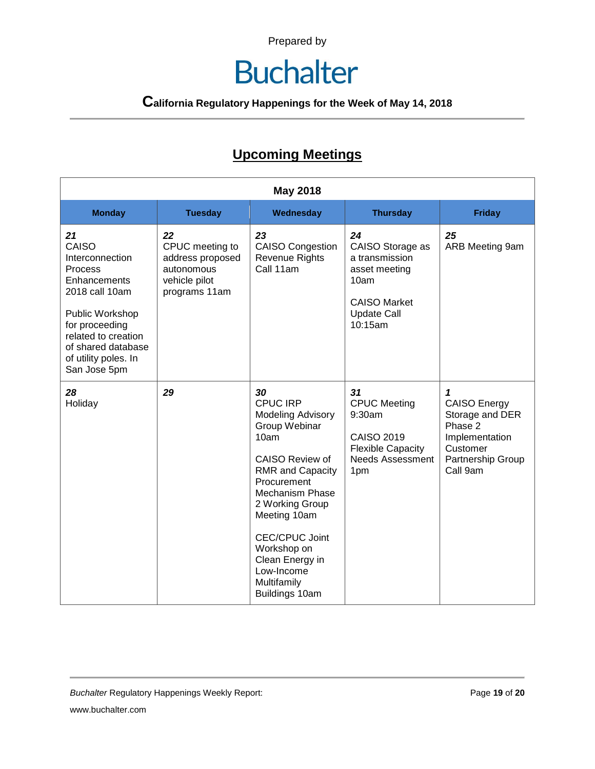Prepared by

# Buchalter

**California Regulatory Happenings for the Week of May 14, 2018**

## Upcoming Meetings

| May 2018 | | | | |
|---|---|---|---|---|
| **Monday** | **Tuesday** | **Wednesday** | **Thursday** | **Friday** |
| ***21*** CAISO Interconnection Process Enhancements 2018 call 10am<br><br>Public Workshop for proceeding related to creation of shared database of utility poles. In San Jose 5pm | ***22*** CPUC meeting to address proposed autonomous vehicle pilot programs 11am | ***23*** CAISO Congestion Revenue Rights Call 11am | ***24*** CAISO Storage as a transmission asset meeting 10am<br><br>CAISO Market Update Call 10:15am | ***25*** ARB Meeting 9am |
| ***28*** Holiday | ***29*** | ***30*** CPUC IRP Modeling Advisory Group Webinar 10am<br><br>CAISO Review of RMR and Capacity Procurement Mechanism Phase 2 Working Group Meeting 10am<br><br>CEC/CPUC Joint Workshop on Clean Energy in Low-Income Multifamily Buildings 10am | ***31*** CPUC Meeting 9:30am<br><br>CAISO 2019 Flexible Capacity Needs Assessment 1pm | ***1*** CAISO Energy Storage and DER Phase 2 Implementation Customer Partnership Group Call 9am |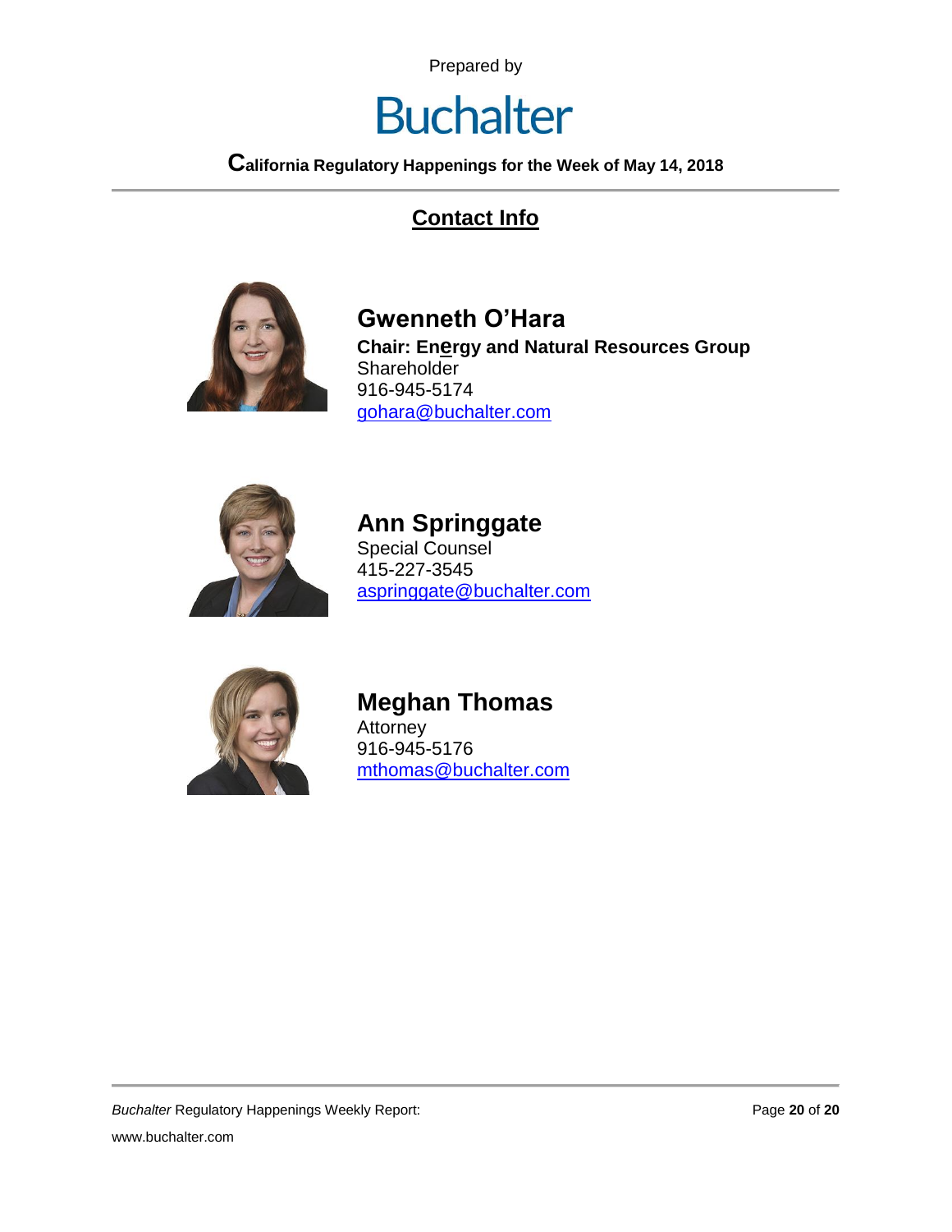Prepared by

# Buchalter

**California Regulatory Happenings for the Week of May 14, 2018**

## Contact Info

### Gwenneth O'Hara

**Chair: Energy and Natural Resources Group**
Shareholder
916-945-5174
gohara@buchalter.com

### Ann Springgate

Special Counsel
415-227-3545
aspringgate@buchalter.com

### Meghan Thomas

Attorney
916-945-5176
mthomas@buchalter.com